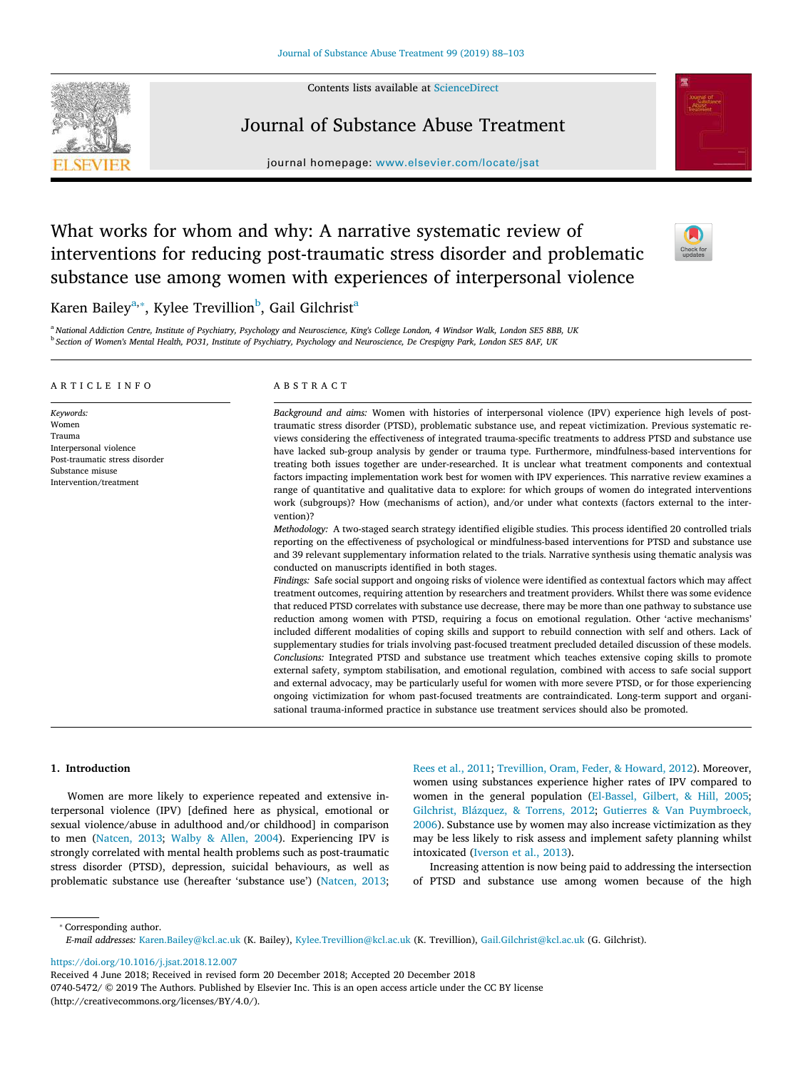# What works for whom and why: A narrative systematic review of interventions for reducing post-traumatic stress disorder and problematic substance use among women with experiences of interpersonal violence

Karen Bailey[a,*], Kylee Trevillion[b], Gail Gilchrist[a]

[a] National Addiction Centre, Institute of Psychiatry, Psychology and Neuroscience, King's College London, 4 Windsor Walk, London SE5 8BB, UK

[b] Section of Women's Mental Health, PO31, Institute of Psychiatry, Psychology and Neuroscience, De Crespigny Park, London SE5 8AF, UK

## ARTICLE INFO

*Keywords:*
Women
Trauma
Interpersonal violence
Post-traumatic stress disorder
Substance misuse
Intervention/treatment

## ABSTRACT

*Background and aims:* Women with histories of interpersonal violence (IPV) experience high levels of post-traumatic stress disorder (PTSD), problematic substance use, and repeat victimization. Previous systematic reviews considering the effectiveness of integrated trauma-specific treatments to address PTSD and substance use have lacked sub-group analysis by gender or trauma type. Furthermore, mindfulness-based interventions for treating both issues together are under-researched. It is unclear what treatment components and contextual factors impacting implementation work best for women with IPV experiences. This narrative review examines a range of quantitative and qualitative data to explore: for which groups of women do integrated interventions work (subgroups)? How (mechanisms of action), and/or under what contexts (factors external to the intervention)?

*Methodology:* A two-staged search strategy identified eligible studies. This process identified 20 controlled trials reporting on the effectiveness of psychological or mindfulness-based interventions for PTSD and substance use and 39 relevant supplementary information related to the trials. Narrative synthesis using thematic analysis was conducted on manuscripts identified in both stages.

*Findings:* Safe social support and ongoing risks of violence were identified as contextual factors which may affect treatment outcomes, requiring attention by researchers and treatment providers. Whilst there was some evidence that reduced PTSD correlates with substance use decrease, there may be more than one pathway to substance use reduction among women with PTSD, requiring a focus on emotional regulation. Other 'active mechanisms' included different modalities of coping skills and support to rebuild connection with self and others. Lack of supplementary studies for trials involving past-focused treatment precluded detailed discussion of these models.

*Conclusions:* Integrated PTSD and substance use treatment which teaches extensive coping skills to promote external safety, symptom stabilisation, and emotional regulation, combined with access to safe social support and external advocacy, may be particularly useful for women with more severe PTSD, or for those experiencing ongoing victimization for whom past-focused treatments are contraindicated. Long-term support and organisational trauma-informed practice in substance use treatment services should also be promoted.

## 1. Introduction

Women are more likely to experience repeated and extensive interpersonal violence (IPV) [defined here as physical, emotional or sexual violence/abuse in adulthood and/or childhood] in comparison to men (Natcen, 2013; Walby & Allen, 2004). Experiencing IPV is strongly correlated with mental health problems such as post-traumatic stress disorder (PTSD), depression, suicidal behaviours, as well as problematic substance use (hereafter 'substance use') (Natcen, 2013; Rees et al., 2011; Trevillion, Oram, Feder, & Howard, 2012). Moreover, women using substances experience higher rates of IPV compared to women in the general population (El-Bassel, Gilbert, & Hill, 2005; Gilchrist, Blázquez, & Torrens, 2012; Gutierres & Van Puymbroeck, 2006). Substance use by women may also increase victimization as they may be less likely to risk assess and implement safety planning whilst intoxicated (Iverson et al., 2013).

Increasing attention is now being paid to addressing the intersection of PTSD and substance use among women because of the high

---

* Corresponding author.

*E-mail addresses:* Karen.Bailey@kcl.ac.uk (K. Bailey), Kylee.Trevillion@kcl.ac.uk (K. Trevillion), Gail.Gilchrist@kcl.ac.uk (G. Gilchrist).

https://doi.org/10.1016/j.jsat.2018.12.007

Received 4 June 2018; Received in revised form 20 December 2018; Accepted 20 December 2018

0740-5472/ © 2019 The Authors. Published by Elsevier Inc. This is an open access article under the CC BY license (http://creativecommons.org/licenses/BY/4.0/).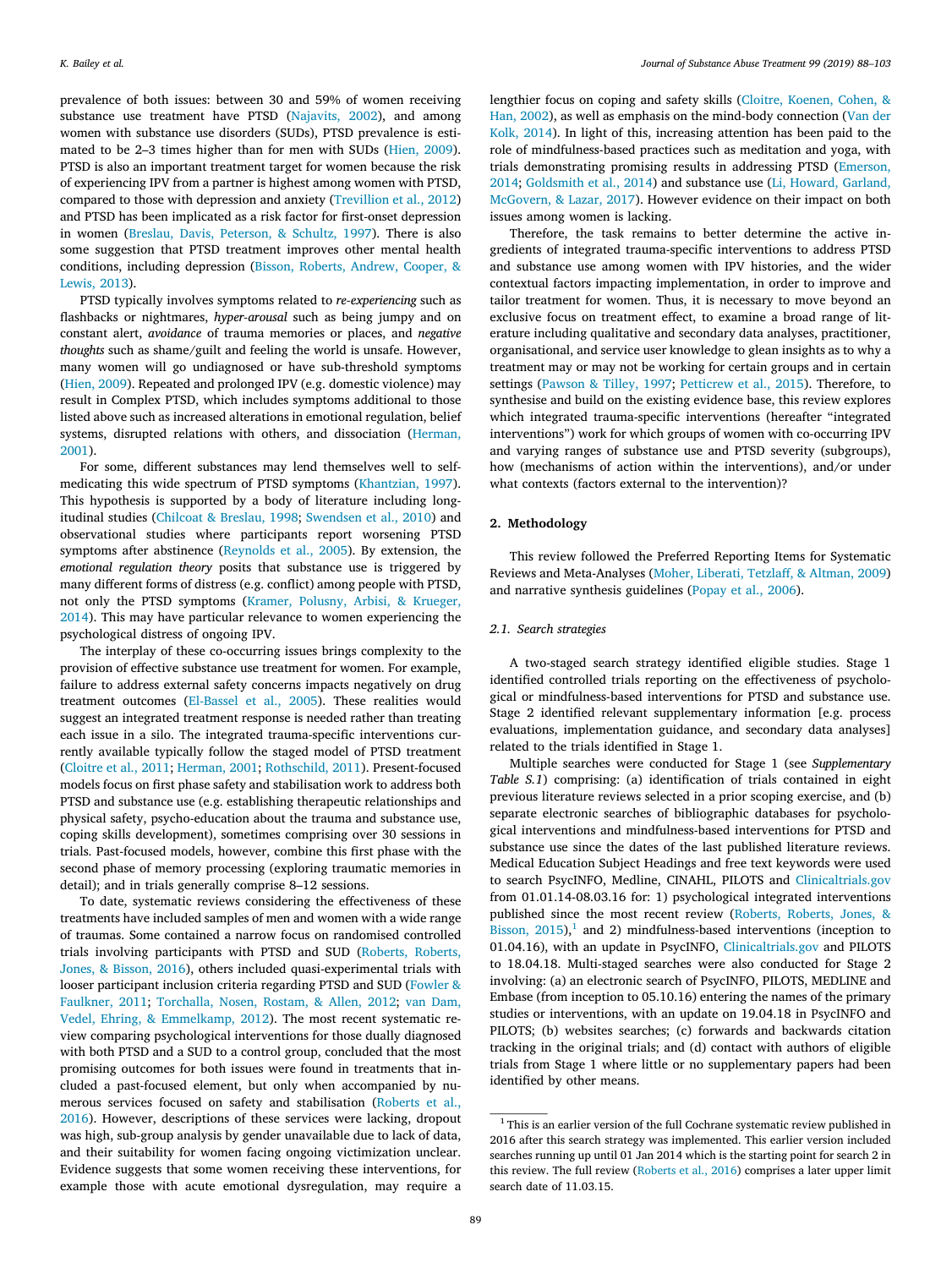prevalence of both issues: between 30 and 59% of women receiving substance use treatment have PTSD (Najavits, 2002), and among women with substance use disorders (SUDs), PTSD prevalence is estimated to be 2–3 times higher than for men with SUDs (Hien, 2009). PTSD is also an important treatment target for women because the risk of experiencing IPV from a partner is highest among women with PTSD, compared to those with depression and anxiety (Trevillion et al., 2012) and PTSD has been implicated as a risk factor for first-onset depression in women (Breslau, Davis, Peterson, & Schultz, 1997). There is also some suggestion that PTSD treatment improves other mental health conditions, including depression (Bisson, Roberts, Andrew, Cooper, & Lewis, 2013).

PTSD typically involves symptoms related to *re-experiencing* such as flashbacks or nightmares, *hyper-arousal* such as being jumpy and on constant alert, *avoidance* of trauma memories or places, and *negative thoughts* such as shame/guilt and feeling the world is unsafe. However, many women will go undiagnosed or have sub-threshold symptoms (Hien, 2009). Repeated and prolonged IPV (e.g. domestic violence) may result in Complex PTSD, which includes symptoms additional to those listed above such as increased alterations in emotional regulation, belief systems, disrupted relations with others, and dissociation (Herman, 2001).

For some, different substances may lend themselves well to self-medicating this wide spectrum of PTSD symptoms (Khantzian, 1997). This hypothesis is supported by a body of literature including longitudinal studies (Chilcoat & Breslau, 1998; Swendsen et al., 2010) and observational studies where participants report worsening PTSD symptoms after abstinence (Reynolds et al., 2005). By extension, the *emotional regulation theory* posits that substance use is triggered by many different forms of distress (e.g. conflict) among people with PTSD, not only the PTSD symptoms (Kramer, Polusny, Arbisi, & Krueger, 2014). This may have particular relevance to women experiencing the psychological distress of ongoing IPV.

The interplay of these co-occurring issues brings complexity to the provision of effective substance use treatment for women. For example, failure to address external safety concerns impacts negatively on drug treatment outcomes (El-Bassel et al., 2005). These realities would suggest an integrated treatment response is needed rather than treating each issue in a silo. The integrated trauma-specific interventions currently available typically follow the staged model of PTSD treatment (Cloitre et al., 2011; Herman, 2001; Rothschild, 2011). Present-focused models focus on first phase safety and stabilisation work to address both PTSD and substance use (e.g. establishing therapeutic relationships and physical safety, psycho-education about the trauma and substance use, coping skills development), sometimes comprising over 30 sessions in trials. Past-focused models, however, combine this first phase with the second phase of memory processing (exploring traumatic memories in detail); and in trials generally comprise 8–12 sessions.

To date, systematic reviews considering the effectiveness of these treatments have included samples of men and women with a wide range of traumas. Some contained a narrow focus on randomised controlled trials involving participants with PTSD and SUD (Roberts, Roberts, Jones, & Bisson, 2016), others included quasi-experimental trials with looser participant inclusion criteria regarding PTSD and SUD (Fowler & Faulkner, 2011; Torchalla, Nosen, Rostam, & Allen, 2012; van Dam, Vedel, Ehring, & Emmelkamp, 2012). The most recent systematic review comparing psychological interventions for those dually diagnosed with both PTSD and a SUD to a control group, concluded that the most promising outcomes for both issues were found in treatments that included a past-focused element, but only when accompanied by numerous services focused on safety and stabilisation (Roberts et al., 2016). However, descriptions of these services were lacking, dropout was high, sub-group analysis by gender unavailable due to lack of data, and their suitability for women facing ongoing victimization unclear. Evidence suggests that some women receiving these interventions, for example those with acute emotional dysregulation, may require a lengthier focus on coping and safety skills (Cloitre, Koenen, Cohen, & Han, 2002), as well as emphasis on the mind-body connection (Van der Kolk, 2014). In light of this, increasing attention has been paid to the role of mindfulness-based practices such as meditation and yoga, with trials demonstrating promising results in addressing PTSD (Emerson, 2014; Goldsmith et al., 2014) and substance use (Li, Howard, Garland, McGovern, & Lazar, 2017). However evidence on their impact on both issues among women is lacking.

Therefore, the task remains to better determine the active ingredients of integrated trauma-specific interventions to address PTSD and substance use among women with IPV histories, and the wider contextual factors impacting implementation, in order to improve and tailor treatment for women. Thus, it is necessary to move beyond an exclusive focus on treatment effect, to examine a broad range of literature including qualitative and secondary data analyses, practitioner, organisational, and service user knowledge to glean insights as to why a treatment may or may not be working for certain groups and in certain settings (Pawson & Tilley, 1997; Petticrew et al., 2015). Therefore, to synthesise and build on the existing evidence base, this review explores which integrated trauma-specific interventions (hereafter "integrated interventions") work for which groups of women with co-occurring IPV and varying ranges of substance use and PTSD severity (subgroups), how (mechanisms of action within the interventions), and/or under what contexts (factors external to the intervention)?

## 2. Methodology

This review followed the Preferred Reporting Items for Systematic Reviews and Meta-Analyses (Moher, Liberati, Tetzlaff, & Altman, 2009) and narrative synthesis guidelines (Popay et al., 2006).

### 2.1. Search strategies

A two-staged search strategy identified eligible studies. Stage 1 identified controlled trials reporting on the effectiveness of psychological or mindfulness-based interventions for PTSD and substance use. Stage 2 identified relevant supplementary information [e.g. process evaluations, implementation guidance, and secondary data analyses] related to the trials identified in Stage 1.

Multiple searches were conducted for Stage 1 (see *Supplementary Table S.1*) comprising: (a) identification of trials contained in eight previous literature reviews selected in a prior scoping exercise, and (b) separate electronic searches of bibliographic databases for psychological interventions and mindfulness-based interventions for PTSD and substance use since the dates of the last published literature reviews. Medical Education Subject Headings and free text keywords were used to search PsycINFO, Medline, CINAHL, PILOTS and Clinicaltrials.gov from 01.01.14-08.03.16 for: 1) psychological integrated interventions published since the most recent review (Roberts, Roberts, Jones, & Bisson, 2015),[1] and 2) mindfulness-based interventions (inception to 01.04.16), with an update in PsycINFO, Clinicaltrials.gov and PILOTS to 18.04.18. Multi-staged searches were also conducted for Stage 2 involving: (a) an electronic search of PsycINFO, PILOTS, MEDLINE and Embase (from inception to 05.10.16) entering the names of the primary studies or interventions, with an update on 19.04.18 in PsycINFO and PILOTS; (b) websites searches; (c) forwards and backwards citation tracking in the original trials; and (d) contact with authors of eligible trials from Stage 1 where little or no supplementary papers had been identified by other means.

[1] This is an earlier version of the full Cochrane systematic review published in 2016 after this search strategy was implemented. This earlier version included searches running up until 01 Jan 2014 which is the starting point for search 2 in this review. The full review (Roberts et al., 2016) comprises a later upper limit search date of 11.03.15.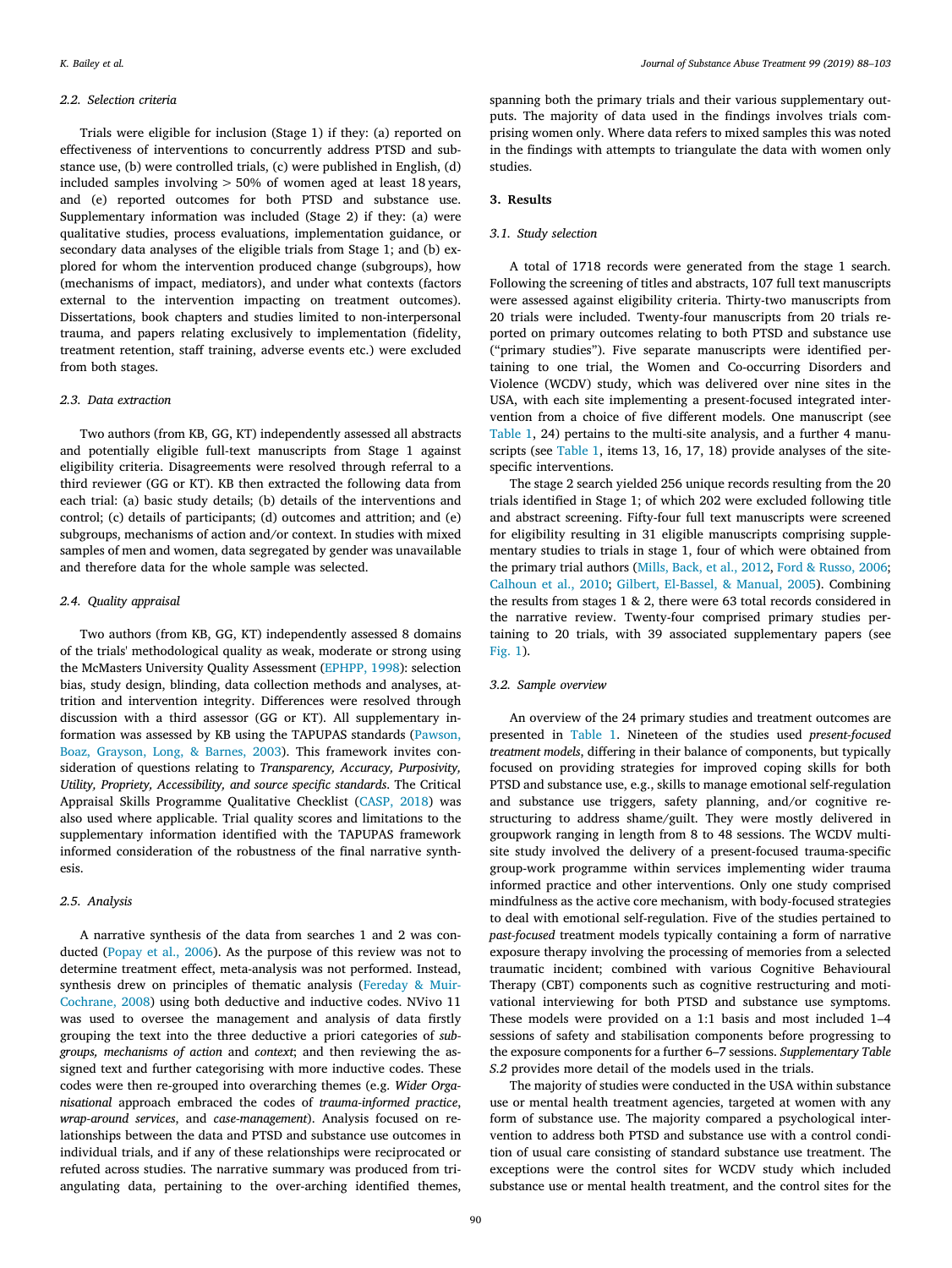### 2.2. Selection criteria

Trials were eligible for inclusion (Stage 1) if they: (a) reported on effectiveness of interventions to concurrently address PTSD and substance use, (b) were controlled trials, (c) were published in English, (d) included samples involving > 50% of women aged at least 18 years, and (e) reported outcomes for both PTSD and substance use. Supplementary information was included (Stage 2) if they: (a) were qualitative studies, process evaluations, implementation guidance, or secondary data analyses of the eligible trials from Stage 1; and (b) explored for whom the intervention produced change (subgroups), how (mechanisms of impact, mediators), and under what contexts (factors external to the intervention impacting on treatment outcomes). Dissertations, book chapters and studies limited to non-interpersonal trauma, and papers relating exclusively to implementation (fidelity, treatment retention, staff training, adverse events etc.) were excluded from both stages.

### 2.3. Data extraction

Two authors (from KB, GG, KT) independently assessed all abstracts and potentially eligible full-text manuscripts from Stage 1 against eligibility criteria. Disagreements were resolved through referral to a third reviewer (GG or KT). KB then extracted the following data from each trial: (a) basic study details; (b) details of the interventions and control; (c) details of participants; (d) outcomes and attrition; and (e) subgroups, mechanisms of action and/or context. In studies with mixed samples of men and women, data segregated by gender was unavailable and therefore data for the whole sample was selected.

### 2.4. Quality appraisal

Two authors (from KB, GG, KT) independently assessed 8 domains of the trials' methodological quality as weak, moderate or strong using the McMasters University Quality Assessment (EPHPP, 1998): selection bias, study design, blinding, data collection methods and analyses, attrition and intervention integrity. Differences were resolved through discussion with a third assessor (GG or KT). All supplementary information was assessed by KB using the TAPUPAS standards (Pawson, Boaz, Grayson, Long, & Barnes, 2003). This framework invites consideration of questions relating to *Transparency, Accuracy, Purposivity, Utility, Propriety, Accessibility, and source specific standards*. The Critical Appraisal Skills Programme Qualitative Checklist (CASP, 2018) was also used where applicable. Trial quality scores and limitations to the supplementary information identified with the TAPUPAS framework informed consideration of the robustness of the final narrative synthesis.

### 2.5. Analysis

A narrative synthesis of the data from searches 1 and 2 was conducted (Popay et al., 2006). As the purpose of this review was not to determine treatment effect, meta-analysis was not performed. Instead, synthesis drew on principles of thematic analysis (Fereday & Muir-Cochrane, 2008) using both deductive and inductive codes. NVivo 11 was used to oversee the management and analysis of data firstly grouping the text into the three deductive a priori categories of *subgroups, mechanisms of action* and *context*; and then reviewing the assigned text and further categorising with more inductive codes. These codes were then re-grouped into overarching themes (e.g. *Wider Organisational* approach embraced the codes of *trauma-informed practice*, *wrap-around services*, and *case-management*). Analysis focused on relationships between the data and PTSD and substance use outcomes in individual trials, and if any of these relationships were reciprocated or refuted across studies. The narrative summary was produced from triangulating data, pertaining to the over-arching identified themes, spanning both the primary trials and their various supplementary outputs. The majority of data used in the findings involves trials comprising women only. Where data refers to mixed samples this was noted in the findings with attempts to triangulate the data with women only studies.

## 3. Results

### 3.1. Study selection

A total of 1718 records were generated from the stage 1 search. Following the screening of titles and abstracts, 107 full text manuscripts were assessed against eligibility criteria. Thirty-two manuscripts from 20 trials were included. Twenty-four manuscripts from 20 trials reported on primary outcomes relating to both PTSD and substance use ("primary studies"). Five separate manuscripts were identified pertaining to one trial, the Women and Co-occurring Disorders and Violence (WCDV) study, which was delivered over nine sites in the USA, with each site implementing a present-focused integrated intervention from a choice of five different models. One manuscript (see Table 1, 24) pertains to the multi-site analysis, and a further 4 manuscripts (see Table 1, items 13, 16, 17, 18) provide analyses of the site-specific interventions.

The stage 2 search yielded 256 unique records resulting from the 20 trials identified in Stage 1; of which 202 were excluded following title and abstract screening. Fifty-four full text manuscripts were screened for eligibility resulting in 31 eligible manuscripts comprising supplementary studies to trials in stage 1, four of which were obtained from the primary trial authors (Mills, Back, et al., 2012, Ford & Russo, 2006; Calhoun et al., 2010; Gilbert, El-Bassel, & Manual, 2005). Combining the results from stages 1 & 2, there were 63 total records considered in the narrative review. Twenty-four comprised primary studies pertaining to 20 trials, with 39 associated supplementary papers (see Fig. 1).

### 3.2. Sample overview

An overview of the 24 primary studies and treatment outcomes are presented in Table 1. Nineteen of the studies used *present-focused treatment models*, differing in their balance of components, but typically focused on providing strategies for improved coping skills for both PTSD and substance use, e.g., skills to manage emotional self-regulation and substance use triggers, safety planning, and/or cognitive restructuring to address shame/guilt. They were mostly delivered in groupwork ranging in length from 8 to 48 sessions. The WCDV multi-site study involved the delivery of a present-focused trauma-specific group-work programme within services implementing wider trauma informed practice and other interventions. Only one study comprised mindfulness as the active core mechanism, with body-focused strategies to deal with emotional self-regulation. Five of the studies pertained to *past-focused* treatment models typically containing a form of narrative exposure therapy involving the processing of memories from a selected traumatic incident; combined with various Cognitive Behavioural Therapy (CBT) components such as cognitive restructuring and motivational interviewing for both PTSD and substance use symptoms. These models were provided on a 1:1 basis and most included 1–4 sessions of safety and stabilisation components before progressing to the exposure components for a further 6–7 sessions. *Supplementary Table S.2* provides more detail of the models used in the trials.

The majority of studies were conducted in the USA within substance use or mental health treatment agencies, targeted at women with any form of substance use. The majority compared a psychological intervention to address both PTSD and substance use with a control condition of usual care consisting of standard substance use treatment. The exceptions were the control sites for WCDV study which included substance use or mental health treatment, and the control sites for the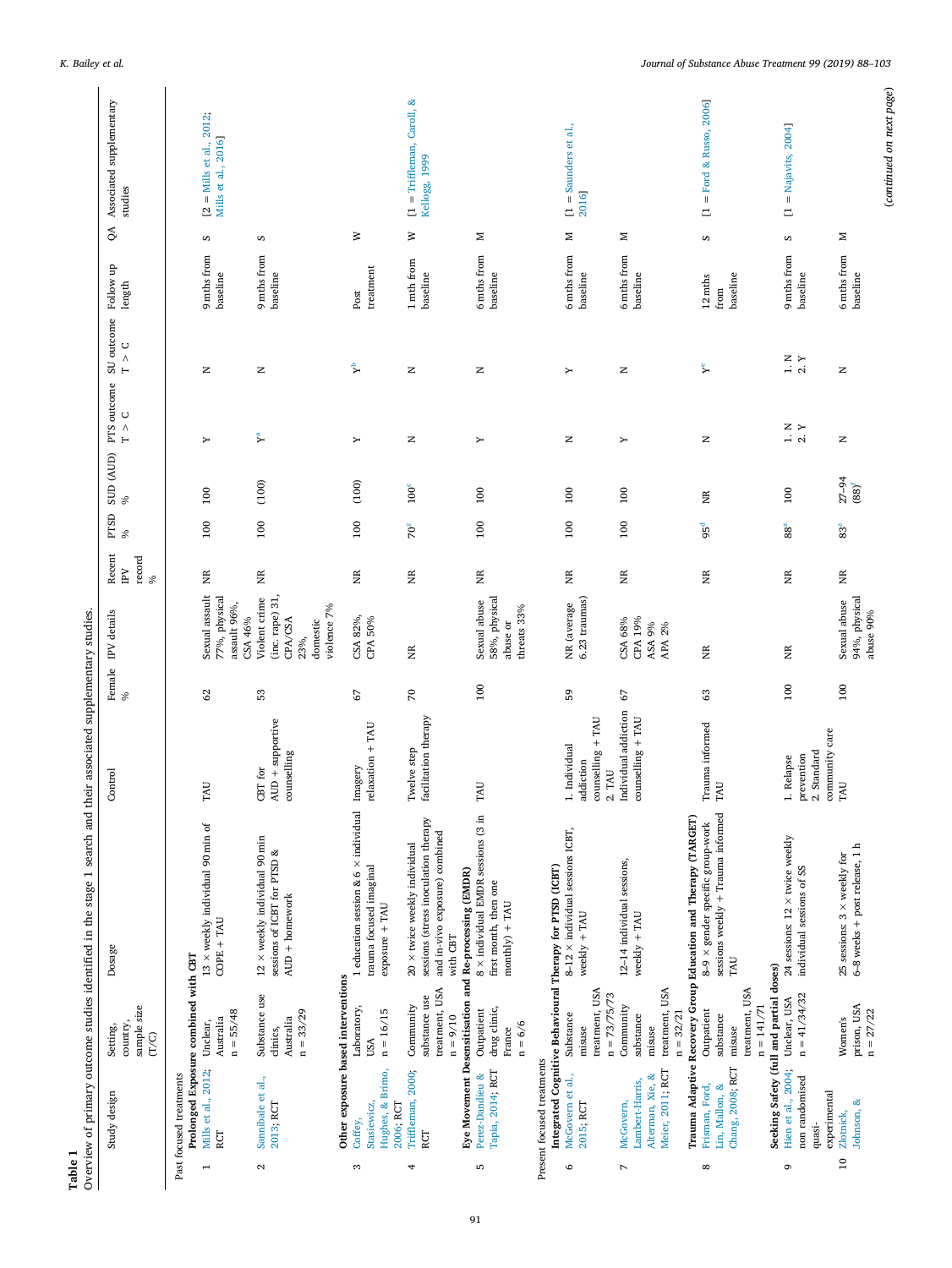**Table 1**

Overview of primary outcome studies identified in the stage 1 search and their associated supplementary studies.

| | Study design | Setting, country, sample size (T/C) | Dosage | Control | Female % | IPV details | Recent IPV record % | PTSD % | SUD (AUD) % | PTS outcome T > C | SU outcome T > C | Follow up length | QA | Associated supplementary studies |
|---|---|---|---|---|---|---|---|---|---|---|---|---|---|---|
| | **Past focused treatments** | | | | | | | | | | | | | |
| | **Prolonged Exposure combined with CBT** | | | | | | | | | | | | | |
| 1 | Mills et al., 2012; RCT | Unclear, Australia n = 55/48 | 13 × weekly individual 90 min of COPE + TAU | TAU | 62 | Sexual assault 77%, physical assault 96%, CSA 46% | NR | 100 | 100 | Y | N | 9 mths from baseline | S | [2 = Mills et al., 2012; Mills et al., 2016] |
| 2 | Sannibale et al., 2013; RCT | Substance use clinics, Australia n = 33/29 | 12 × weekly individual 90 min sessions of ICBT for PTSD & AUD + homework | CBT for AUD + supportive counselling | 53 | Violent crime (inc. rape) 31, CPA/CSA 23%, domestic violence 7% | NR | 100 | (100) | Y[a] | N | 9 mths from baseline | S | |
| | **Other exposure based interventions** | | | | | | | | | | | | | |
| 3 | Coffey, Stasiewicz, Hughes, & Brimo, 2006; RCT | Laboratory, USA n = 16/15 | 1 education session & 6 × individual trauma focused imaginal exposure + TAU | Imagery relaxation + TAU | 67 | CSA 82%, CPA 50% | NR | 100 | (100) | Y | Y[b] | Post treatment | W | |
| 4 | Triffleman, 2000; RCT | Community substance use treatment, USA n = 9/10 | 20 × twice weekly individual sessions (stress inoculation therapy and in-vivo exposure) combined with CBT | Twelve step facilitation therapy | 70 | NR | NR | 70[c] | 100[c] | N | N | 1 mth from baseline | W | [1 = Triffleman, Caroll, & Kellogg, 1999] |
| | **Eye Movement Desensitisation and Re-processing (EMDR)** | | | | | | | | | | | | | |
| 5 | Perez-Dandieu & Tapia, 2014; RCT | Outpatient drug clinic, France n = 6/6 | 8 × individual EMDR sessions (3 in first month, then one monthly) + TAU | TAU | 100 | Sexual abuse 58%, physical abuse or threats 33% | NR | 100 | 100 | Y | N | 6 mths from baseline | M | |
| | **Present focused treatments** | | | | | | | | | | | | | |
| | **Integrated Cognitive Behavioural Therapy for PTSD (ICBT)** | | | | | | | | | | | | | |
| 6 | McGovern et al., 2015; RCT | Substance misuse treatment, USA n = 73/75/73 | 8–12 × individual sessions ICBT, weekly + TAU | 1. Individual addiction counselling + TAU 2. TAU | 59 | NR (average 6.23 traumas) | NR | 100 | 100 | N | Y | 6 mths from baseline | M | [1 = Saunders et al., 2016] |
| 7 | McGovern, Lambert-Harris, Alterman, Xie, & Meier, 2011; RCT | Community substance misuse treatment, USA n = 32/21 | 12–14 individual sessions, weekly + TAU | Individual addiction counselling + TAU | 67 | CSA 68% CPA 19% ASA 9% APA 2% | NR | 100 | 100 | Y | N | 6 mths from baseline | M | |
| | **Trauma Adaptive Recovery Group Education and Therapy (TARGET)** | | | | | | | | | | | | | |
| 8 | Frisman, Ford, Lin, Mallon, & Chang, 2008; RCT | Outpatient substance misuse treatment, USA n = 141/71 | 8–9 × gender specific group-work sessions weekly + Trauma informed TAU | Trauma informed TAU | 63 | NR | NR | 95[d] | NR | N | Y[e] | 12 mths from baseline | S | [1 = Ford & Russo, 2006] |
| | **Seeking Safety (full and partial doses)** | | | | | | | | | | | | | |
| 9 | Hien et al., 2004; non randomised quasi-experimental | Unclear, USA n = 41/34/32 | 24 sessions: 12 × twice weekly individual sessions of SS | 1. Relapse prevention 2. Standard community care | 100 | NR | NR | 88[e] | 100 | 1. N 2. Y | 1. N 2. Y | 9 mths from baseline | S | [1 = Najavits, 2004] |
| 10 | Zlotnick, Johnson, & | Women's prison, USA n = 27/22 | 25 sessions: 3 × weekly for 6–8 weeks + post release, 1 h | TAU | 100 | Sexual abuse 94%, physical abuse 90% | NR | 83[e] | 27–94 (88)[f] | N | N | 6 mths from baseline | M | |

*(continued on next page)*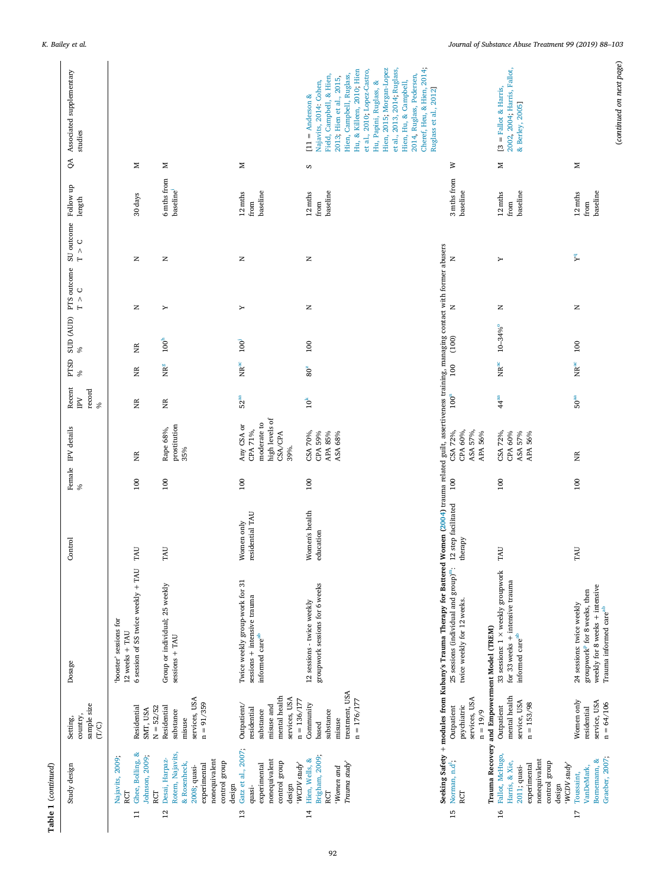Table 1 (continued)

| | Study design | Setting, country, sample size (T/C) | Dosage | Control | Female % | IPV details | Recent IPV record % | PTSD % | SUD (AUD) % | PTS outcome T > C | SU outcome T > C | Follow up length | QA | Associated supplementary studies |
|---|---|---|---|---|---|---|---|---|---|---|---|---|---|---|
| | Najavits, 2009; RCT | | 'booster' sessions for 12 weeks + TAU | | | | | | | | | | | |
| 11 | Ghee, Bolling, & Johnson, 2009; RCT | Residential SMT, USA N = 52/52 | 6 session of SS twice weekly + TAU | TAU | 100 | NR | NR | NR | NR | N | N | 30 days | M | |
| 12 | Desai, Harpaz-Rotem, Najavits, & Rosenheck, 2008; quasi-experimental nonequivalent control group design | Residential substance misuse services, USA n = 91/359 | Group or individual; 25 weekly sessions + TAU | TAU | 100 | Rape 68%, prostitution 35% | NR | NR[g] | 100[h] | Y | N | 6 mths from baseline[i] | M | |
| 13 | Gatz et al., 2007; quasi-experimental nonequivalent control group design 'WCDV study' | Outpatient/residential substance misuse and mental health services, USA n = 136/177 | Twice weekly group-work for 31 sessions + intensive trauma informed care[ab] | Women only residential TAU | 100 | Any CSA or CPA 71%, moderate to high levels of CSA/CPA 39%. | 52[aa] | NR[ac] | 100[j] | Y | N | 12 mths from baseline | M | |
| 14 | Hien, Wells, & Brigham, 2009; RCT 'Women and Trauma study' | Community based substance misuse treatment, USA n = 176/177 | 12 sessions - twice weekly groupwork sessions for 6 weeks | Women's health education | 100 | CSA 70%, CPA 59% APA 85% ASA 68% | 10[k] | 80[f] | 100 | N | N | 12 mths from baseline | S | [11 = Anderson & Najavits, 2014; Cohen, Field, Campbell, & Hien, 2013; Hien et al., 2015, Hien, Campbell, Ruglass, Hu, & Killeen, 2010; Hien et al., 2010; Lopez-Castro, Hu, Papini, Ruglass, & Hien, 2015; Morgan-Lopez et al., 2013, 2014; Ruglass, Hien, Hu, & Campbell, 2014; Ruglass, Pedersen, Cheref, Heu, & Hien, 2014; Ruglass et al., 2012] |
| | **Seeking Safety + modules from Kubany's Trauma Therapy for Battered Women (2004) trauma related guilt, assertiveness training, managing contact with former abusers** | | | | | | | | | | | | | |
| 15 | Norman, n.d[l]; RCT | Outpatient psychiatric services, USA n = 19/9 | 25 sessions (individual and group)[m]; twice weekly for 12 weeks. | 12 step facilitated therapy | 100 | CSA 72%, CPA 60%, ASA 57%, APA 56% | 100[n] | 100 | (100) | N | N | 3 mths from baseline | W | |
| | **Trauma Recovery and Empowerment Model (TREM)** | | | | | | | | | | | | | |
| 16 | Fallot, McHugo, Harris, & Xie, 2011; quasi-experimental nonequivalent control group design 'WCDV study' | Outpatient mental health service, USA n = 153/98 | 33 sessions: 1 × weekly groupwork for 33 weeks + intensive trauma informed care[ab] | TAU | 100 | CSA 72%, CPA 60% ASA 57% APA 56% | 44[aa] | NR[ac] | 10–34%[o] | N | Y | 12 mths from baseline | M | [3 = Fallot & Harris, 2002, 2004; Harris, Fallot, & Berley, 2005] |
| 17 | Toussaint, VanDeMark, Bornemann, & Graeber, 2007; | Women only residential service, USA n = 64/106 | 24 sessions: twice weekly groupwork[p] for 8 weeks, then weekly for 8 weeks + intensive Trauma informed care[ab] | TAU | 100 | NR | 50[aa] | NR[ac] | 100 | N | Y[q] | 12 mths from baseline | M | |

(continued on next page)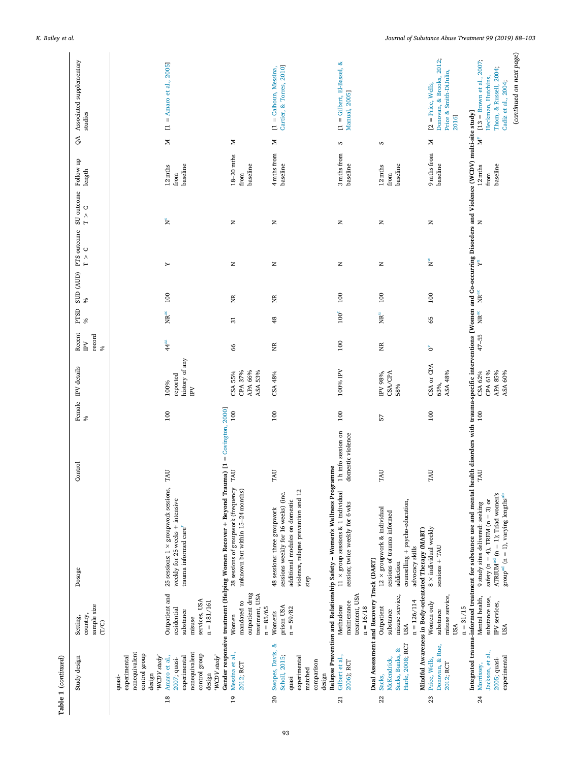Table 1 (continued)

| | Study design | Setting, country, sample size (T/C) | Dosage | Control | Female % | IPV details | Recent IPV record % | PTSD % | SUD (AUD) % | PTS outcome T > C | SU outcome T > C | Follow up length | QA | Associated supplementary studies |
|---|---|---|---|---|---|---|---|---|---|---|---|---|---|---|
| | quasi-experimental nonequivalent control group design *'WCDV study'* | | | | | | | | | | | | | |
| 18 | Amaro et al., 2007; quasi-experimental nonequivalent control group design *'WCDV study'* | Outpatient and residential substance misuse services, USA n = 181/161 | 25 sessions: 1 × groupwork sessions, weekly for 25 weeks + intensive trauma informed care[r] | TAU | 100 | 100% reported history of any IPV | 44[aa] | NR[ac] | 100 | Y | N[s] | 12 mths from baseline | M | [1 = Amaro et al., 2005] |
| **Gender responsive treatment (Helping Women Recover + Beyond Trauma) [1 = Covington, 2000]** | | | | | | | | | | | | | | |
| 19 | Messina et al., 2012; RCT | Women mandated to outpatient drug treatment, USA n = 85/65 | 28 sessions of groupwork (frequency unknown but within 15–24 months) | TAU | 100 | CSA 55% CPA 37% APA 66% ASA 53% | 66 | 31 | NR | N | N | 18–20 mths from baseline | M | |
| 20 | Swopes, Davis, & Scholl, 2015; quasi experimental matched comparison design | Women's prison USA n = 59/82 | 48 sessions: three groupwork sessions weekly for 16 weeks) (inc. additional modules on domestic violence, relapse prevention and 12 step | TAU | 100 | CSA 48% | NR | 48 | NR | N | N | 4 mths from baseline | M | [1 = Calhoun, Messina, Cartier, & Torres, 2010] |
| **Relapse Prevention and Relationship Safety – Women's Wellness Programme** | | | | | | | | | | | | | | |
| 21 | Gilbert et al., 2006); RCT | Methadone maintenance treatment, USA n = 16/18 | 11 × group sessions & 1 individual session; twice weekly for 6 wks | 1 h info session on domestic violence | 100 | 100% IPV | 100 | 100[t] | 100 | N | N | 3 mths from baseline | S | [1 = Gilbert, El-Bassel, & Manual, 2005] |
| **Dual Assessment and Recovery Track (DART)** | | | | | | | | | | | | | | |
| 22 | Sacks, McKendrick, Sacks, Banks, & Harle, 2008; RCT | Outpatient substance misuse service, USA n = 126/114 | 12 × groupwork & individual sessions of trauma informed addiction counselling + psycho-education, advocacy skills | TAU | 57 | IPV 98%, CSA/CPA 58% | NR | NR[u] | 100 | N | N | 12 mths from baseline | S | |
| **Mindful Awareness in Body-orientated Therapy (MABT)** | | | | | | | | | | | | | | |
| 23 | Price, Wells, Donovan, & Rue, 2012; RCT | Women only substance misuse service, USA n = 31/15 | 8 × individual weekly sessions + TAU | TAU | 100 | CSA or CPA 63%, ASA 48% | 0[v] | 65 | 100 | N[w] | N | 9 mths from baseline | M | [2 = Price, Wells, Donovan, & Brooks, 2012; Price & Smith-DiJulio, 2016] |
| **Integrated trauma-informed treatment for substance use and mental health disorders with trauma-specific interventions [Women and Co-occurring Disorders and Violence (WCDV) multi-site study]** | | | | | | | | | | | | | | |
| 24 | Morrissey, Jackson, et al., 2005; quasi-experimental | Mental health, substance use, IPV services, USA | 9 study sites delivered: seeking safety (n = 4); TREM (n = 3) or ATRIUM[ad] (n = 1); Triad women's group[ad] (n = 1), varying lengths[ab] | TAU | 100 | CSA 62% CPA 61% APA 85% ASA 60% | 47–55 | NR[ac] | NR[ac] | Y[x] | N | 12 mths from baseline | M[y] | [13 = Brown et al., 2007; Heckman, Hutchins, Thom, & Russell, 2004; Cadiz et al., 2004; |

(continued on next page)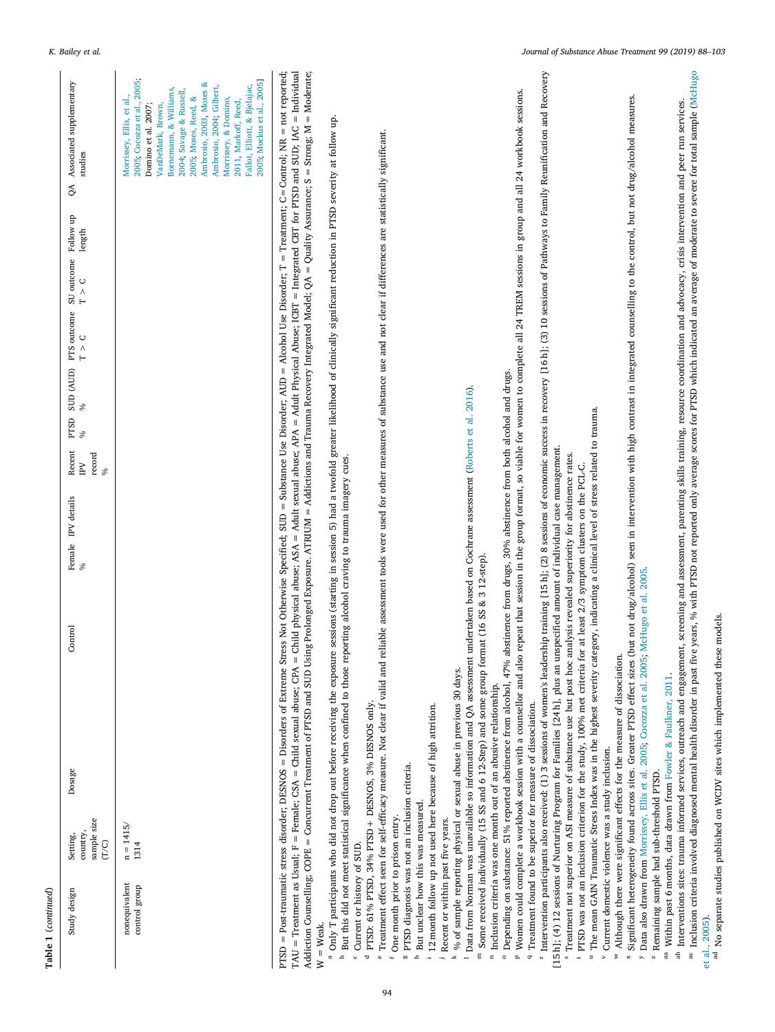Table 1 (continued)

| Study design | Setting, country, sample size (T/C) | Dosage | Control | Female % | IPV details | Recent IPV record % | PTSD % | SUD (AUD) % | PTS outcome T > C | SU outcome T > C | Follow up length | QA | Associated supplementary studies |
|---|---|---|---|---|---|---|---|---|---|---|---|---|---|
| nonequivalent control group | n = 1415/ 1314 | | | | | | | | | | | | Morrissey, Ellis, et al., 2005; Cocozza et al., 2005; Domino et al. 2007; VanDeMark, Brown, Bornemann, & Williams, 2004; Savage & Russell, 2005; Moses, Reed, & Ambrosio, 2003; Moses & Ambrosio, 2004; Gilbert, Morrissey, & Domino, 2011; Markoff, Reed, Fallot, Elliott, & Bjelajac, 2005; Mockus et al., 2005] |

PTSD = Post-traumatic stress disorder; DESNOS = Disorders of Extreme Stress Not Otherwise Specified; SUD = Substance Use Disorder; AUD = Alcohol Use Disorder; T = Treatment; C = Control; NR = not reported; TAU = Treatment as Usual; F = Female; CSA = Child sexual abuse; CPA = Child physical abuse; ASA = Adult sexual abuse; APA = Adult Physical Abuse; ICBT = Integrated CBT for PTSD and SUD; IAC = Individual Addiction Counselling; COPE = Concurrent Treatment of PTSD and SUD Using Prolonged Exposure. ATRIUM = Addictions and Trauma Recovery Integrated Model; QA = Quality Assurance; S = Strong; M = Moderate; W = Weak.

[a] Only T participants who did not drop out before receiving the exposure sessions (starting in session 5) had a twofold greater likelihood of clinically significant reduction in PTSD severity at follow up.
[b] But this did not meet statistical significance when confined to those reporting alcohol craving to trauma imagery cues.
[c] Current or history of SUD.
[d] PTSD: 61% PTSD, 34% PTSD + DESNOS, 3% DESNOS only.
[e] Treatment effect seen for self-efficacy measure. Not clear if valid and reliable assessment tools were used for other measures of substance use and not clear if differences are statistically significant.
[f] One month prior to prison entry.
[g] PTSD diagnosis was not an inclusion criteria.
[h] But unclear how this was measured.
[i] 12 month follow up not used here because of high attrition.
[j] Recent or within past five years.
[k] % of sample reporting physical or sexual abuse in previous 30 days.
[l] Data from Norman was unavailable so information and QA assessment undertaken based on Cochrane assessment (Roberts et al. 2016).
[m] Some received individually (15 SS and 6 12-Step) and some group format (16 SS & 3 12-step).
[n] Inclusion criteria was one month out of an abusive relationship.
[o] Depending on substance: 51% reported abstinence from alcohol, 47% abstinence from drugs, 30% abstinence from both alcohol and drugs.
[p] Women could complete a workbook session with a counsellor and also repeat that session in the group format, so viable for women to complete all 24 TREM sessions in group and all 24 workbook sessions.
[q] Treatment found to be superior for measure of dissociation.
[r] Intervention participants also received: (1) 3 sessions of women's leadership training [15 h]; (2) 8 sessions of economic success in recovery [16 h]; (3) 10 sessions of Pathways to Family Reunification and Recovery [15 h]; (4) 12 sessions of Nurturing Program for Families [24 h], plus an unspecified amount of individual case management.
[s] Treatment not superior on ASI measure of substance use but post hoc analysis revealed superiority for abstinence rates.
[t] PTSD was not an inclusion criterion for the study, 100% met criteria for at least 2/3 symptom clusters on the PCL-C.
[u] The mean GAIN Traumatic Stress Index was in the highest severity category, indicating a clinical level of stress related to trauma.
[v] Current domestic violence was a study inclusion.
[w] Although there were significant effects for the measure of dissociation.
[x] Significant heterogeneity found across sites. Greater PTSD effect sizes (but not drug/alcohol) seen in intervention with high contrast in integrated counselling to the control, but not drug/alcohol measures.
[y] Data also drawn from Morrissey, Ellis et al. 2005; Cocozza et al. 2005; McHugo et al. 2005.
[z] Remaining sample had sub-threshold PTSD.
[aa] Within past 6 months, data drawn from Fowler & Faulkner, 2011.
[ab] Interventions sites: trauma informed services, outreach and engagement, screening and assessment, parenting skills training, resource coordination and advocacy, crisis intervention and peer run services.
[ac] Inclusion criteria involved diagnosed mental health disorder in past five years, % with PTSD not reported only average scores for PTSD which indicated an average of moderate to severe for total sample (McHugo et al., 2005).
[ad] No separate studies published on WCDV sites which implemented these models.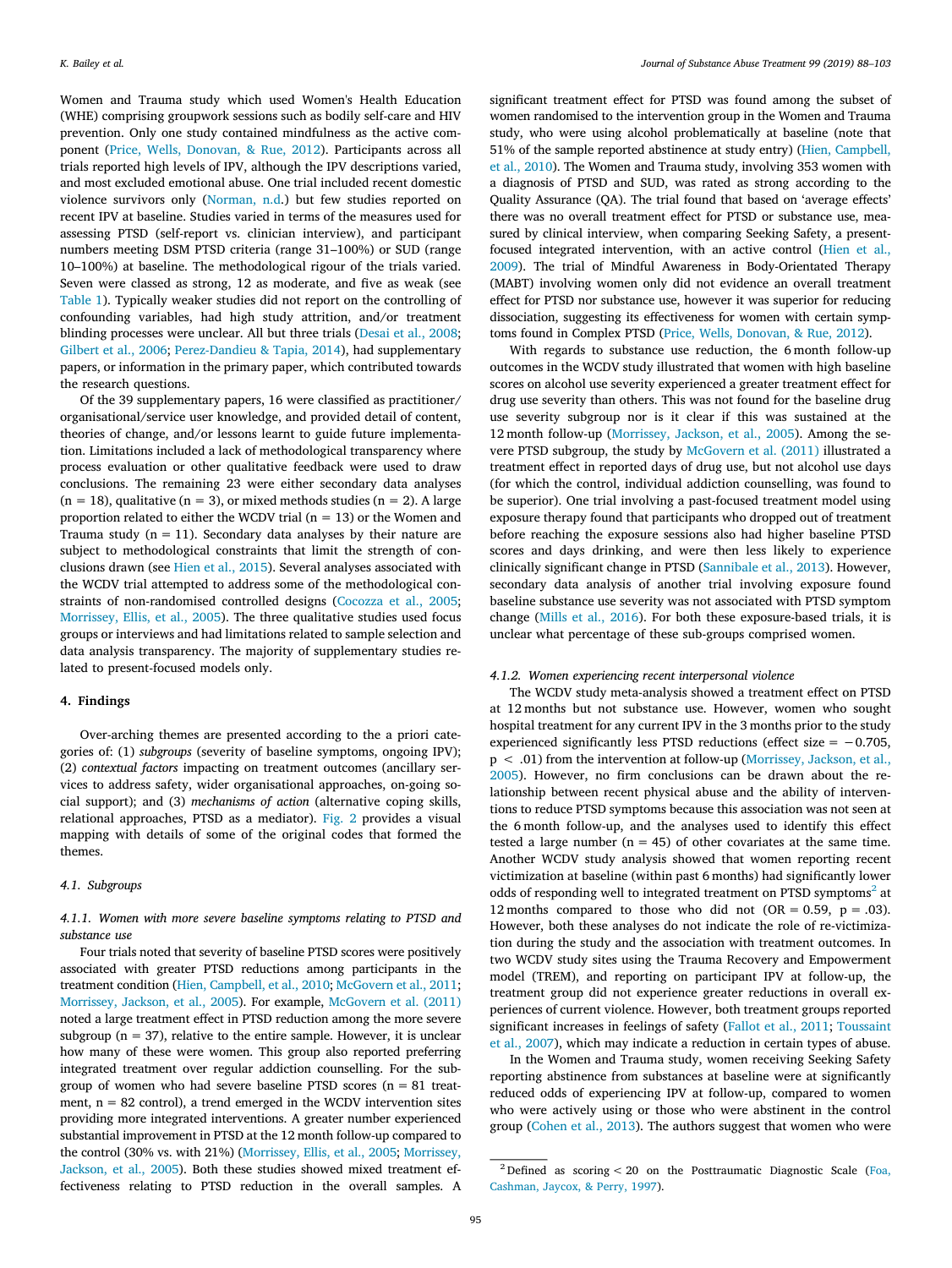Women and Trauma study which used Women's Health Education (WHE) comprising groupwork sessions such as bodily self-care and HIV prevention. Only one study contained mindfulness as the active component (Price, Wells, Donovan, & Rue, 2012). Participants across all trials reported high levels of IPV, although the IPV descriptions varied, and most excluded emotional abuse. One trial included recent domestic violence survivors only (Norman, n.d.) but few studies reported on recent IPV at baseline. Studies varied in terms of the measures used for assessing PTSD (self-report vs. clinician interview), and participant numbers meeting DSM PTSD criteria (range 31–100%) or SUD (range 10–100%) at baseline. The methodological rigour of the trials varied. Seven were classed as strong, 12 as moderate, and five as weak (see Table 1). Typically weaker studies did not report on the controlling of confounding variables, had high study attrition, and/or treatment blinding processes were unclear. All but three trials (Desai et al., 2008; Gilbert et al., 2006; Perez-Dandieu & Tapia, 2014), had supplementary papers, or information in the primary paper, which contributed towards the research questions.

Of the 39 supplementary papers, 16 were classified as practitioner/organisational/service user knowledge, and provided detail of content, theories of change, and/or lessons learnt to guide future implementation. Limitations included a lack of methodological transparency where process evaluation or other qualitative feedback were used to draw conclusions. The remaining 23 were either secondary data analyses (n = 18), qualitative (n = 3), or mixed methods studies (n = 2). A large proportion related to either the WCDV trial (n = 13) or the Women and Trauma study (n = 11). Secondary data analyses by their nature are subject to methodological constraints that limit the strength of conclusions drawn (see Hien et al., 2015). Several analyses associated with the WCDV trial attempted to address some of the methodological constraints of non-randomised controlled designs (Cocozza et al., 2005; Morrissey, Ellis, et al., 2005). The three qualitative studies used focus groups or interviews and had limitations related to sample selection and data analysis transparency. The majority of supplementary studies related to present-focused models only.

## 4. Findings

Over-arching themes are presented according to the a priori categories of: (1) *subgroups* (severity of baseline symptoms, ongoing IPV); (2) *contextual factors* impacting on treatment outcomes (ancillary services to address safety, wider organisational approaches, on-going social support); and (3) *mechanisms of action* (alternative coping skills, relational approaches, PTSD as a mediator). Fig. 2 provides a visual mapping with details of some of the original codes that formed the themes.

### 4.1. Subgroups

#### 4.1.1. Women with more severe baseline symptoms relating to PTSD and substance use

Four trials noted that severity of baseline PTSD scores were positively associated with greater PTSD reductions among participants in the treatment condition (Hien, Campbell, et al., 2010; McGovern et al., 2011; Morrissey, Jackson, et al., 2005). For example, McGovern et al. (2011) noted a large treatment effect in PTSD reduction among the more severe subgroup (n = 37), relative to the entire sample. However, it is unclear how many of these were women. This group also reported preferring integrated treatment over regular addiction counselling. For the subgroup of women who had severe baseline PTSD scores (n = 81 treatment, n = 82 control), a trend emerged in the WCDV intervention sites providing more integrated interventions. A greater number experienced substantial improvement in PTSD at the 12 month follow-up compared to the control (30% vs. with 21%) (Morrissey, Ellis, et al., 2005; Morrissey, Jackson, et al., 2005). Both these studies showed mixed treatment effectiveness relating to PTSD reduction in the overall samples. A significant treatment effect for PTSD was found among the subset of women randomised to the intervention group in the Women and Trauma study, who were using alcohol problematically at baseline (note that 51% of the sample reported abstinence at study entry) (Hien, Campbell, et al., 2010). The Women and Trauma study, involving 353 women with a diagnosis of PTSD and SUD, was rated as strong according to the Quality Assurance (QA). The trial found that based on 'average effects' there was no overall treatment effect for PTSD or substance use, measured by clinical interview, when comparing Seeking Safety, a present-focused integrated intervention, with an active control (Hien et al., 2009). The trial of Mindful Awareness in Body-Orientated Therapy (MABT) involving women only did not evidence an overall treatment effect for PTSD nor substance use, however it was superior for reducing dissociation, suggesting its effectiveness for women with certain symptoms found in Complex PTSD (Price, Wells, Donovan, & Rue, 2012).

With regards to substance use reduction, the 6 month follow-up outcomes in the WCDV study illustrated that women with high baseline scores on alcohol use severity experienced a greater treatment effect for drug use severity than others. This was not found for the baseline drug use severity subgroup nor is it clear if this was sustained at the 12 month follow-up (Morrissey, Jackson, et al., 2005). Among the severe PTSD subgroup, the study by McGovern et al. (2011) illustrated a treatment effect in reported days of drug use, but not alcohol use days (for which the control, individual addiction counselling, was found to be superior). One trial involving a past-focused treatment model using exposure therapy found that participants who dropped out of treatment before reaching the exposure sessions also had higher baseline PTSD scores and days drinking, and were then less likely to experience clinically significant change in PTSD (Sannibale et al., 2013). However, secondary data analysis of another trial involving exposure found baseline substance use severity was not associated with PTSD symptom change (Mills et al., 2016). For both these exposure-based trials, it is unclear what percentage of these sub-groups comprised women.

#### 4.1.2. Women experiencing recent interpersonal violence

The WCDV study meta-analysis showed a treatment effect on PTSD at 12 months but not substance use. However, women who sought hospital treatment for any current IPV in the 3 months prior to the study experienced significantly less PTSD reductions (effect size = −0.705, $p < .01$) from the intervention at follow-up (Morrissey, Jackson, et al., 2005). However, no firm conclusions can be drawn about the relationship between recent physical abuse and the ability of interventions to reduce PTSD symptoms because this association was not seen at the 6 month follow-up, and the analyses used to identify this effect tested a large number (n = 45) of other covariates at the same time. Another WCDV study analysis showed that women reporting recent victimization at baseline (within past 6 months) had significantly lower odds of responding well to integrated treatment on PTSD symptoms[2] at 12 months compared to those who did not (OR = 0.59, $p = .03$). However, both these analyses do not indicate the role of re-victimization during the study and the association with treatment outcomes. In two WCDV study sites using the Trauma Recovery and Empowerment model (TREM), and reporting on participant IPV at follow-up, the treatment group did not experience greater reductions in overall experiences of current violence. However, both treatment groups reported significant increases in feelings of safety (Fallot et al., 2011; Toussaint et al., 2007), which may indicate a reduction in certain types of abuse.

In the Women and Trauma study, women receiving Seeking Safety reporting abstinence from substances at baseline were at significantly reduced odds of experiencing IPV at follow-up, compared to women who were actively using or those who were abstinent in the control group (Cohen et al., 2013). The authors suggest that women who were

[2] Defined as scoring < 20 on the Posttraumatic Diagnostic Scale (Foa, Cashman, Jaycox, & Perry, 1997).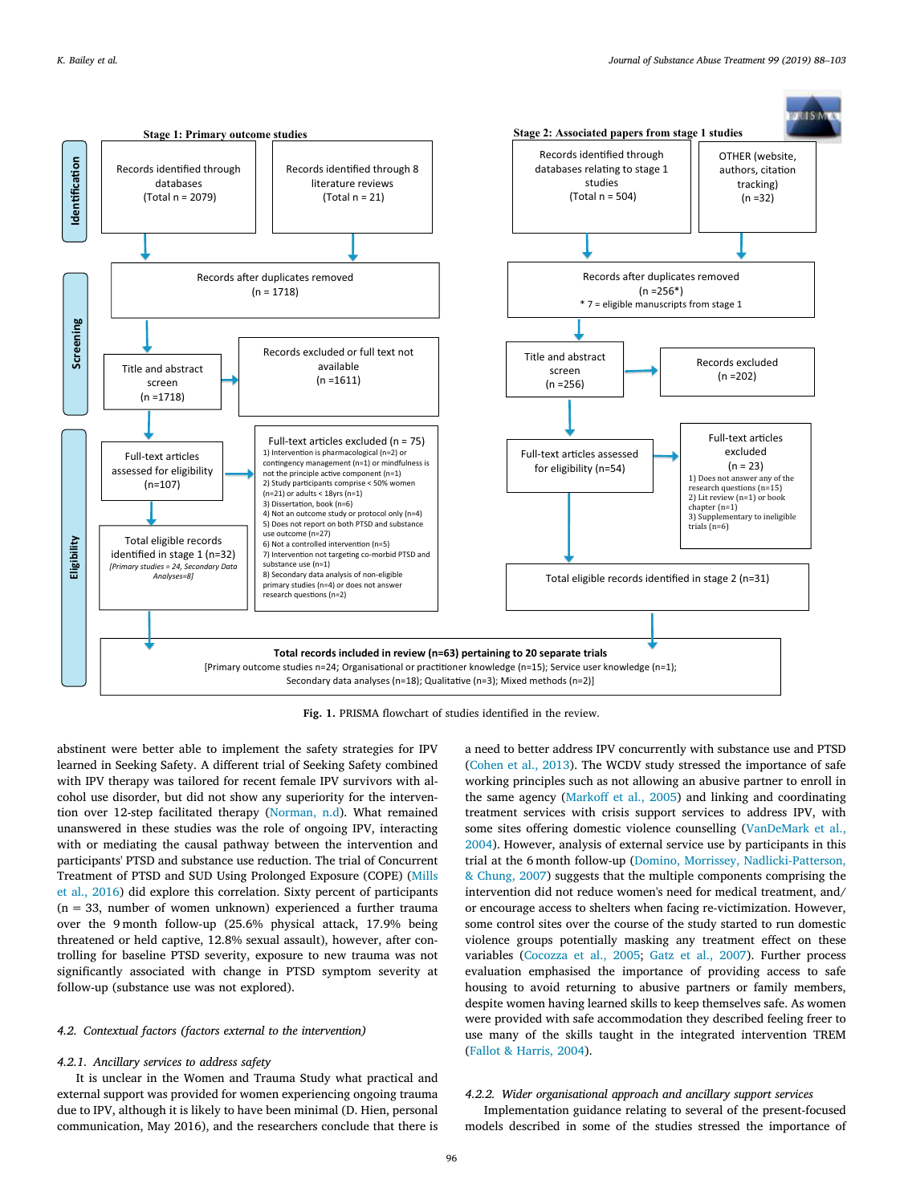**Stage 1: Primary outcome studies**

**Identification**

- Records identified through databases (Total n = 2079)
- Records identified through 8 literature reviews (Total n = 21)

**Screening**

- Records after duplicates removed (n = 1718)
- Title and abstract screen (n =1718)
- Records excluded or full text not available (n =1611)

**Eligibility**

- Full-text articles assessed for eligibility (n=107)
- Full-text articles excluded (n = 75)
  1) Intervention is pharmacological (n=2) or contingency management (n=1) or mindfulness is not the principle active component (n=1)
  2) Study participants comprise < 50% women (n=21) or adults < 18yrs (n=1)
  3) Dissertation, book (n=6)
  4) Not an outcome study or protocol only (n=4)
  5) Does not report on both PTSD and substance use outcome (n=27)
  6) Not a controlled intervention (n=5)
  7) Intervention not targeting co-morbid PTSD and substance use (n=1)
  8) Secondary data analysis of non-eligible primary studies (n=4) or does not answer research questions (n=2)
- Total eligible records identified in stage 1 (n=32) *[Primary studies = 24, Secondary Data Analyses=8]*

**Stage 2: Associated papers from stage 1 studies**

**Identification**

- Records identified through databases relating to stage 1 studies (Total n = 504)
- OTHER (website, authors, citation tracking) (n =32)

**Screening**

- Records after duplicates removed (n =256*) * 7 = eligible manuscripts from stage 1
- Title and abstract screen (n =256)
- Records excluded (n =202)

**Eligibility**

- Full-text articles assessed for eligibility (n=54)
- Full-text articles excluded (n = 23)
  1) Does not answer any of the research questions (n=15)
  2) Lit review (n=1) or book chapter (n=1)
  3) Supplementary to ineligible trials (n=6)
- Total eligible records identified in stage 2 (n=31)

**Total records included in review (n=63) pertaining to 20 separate trials**
[Primary outcome studies n=24; Organisational or practitioner knowledge (n=15); Service user knowledge (n=1); Secondary data analyses (n=18); Qualitative (n=3); Mixed methods (n=2)]

**Fig. 1.** PRISMA flowchart of studies identified in the review.

abstinent were better able to implement the safety strategies for IPV learned in Seeking Safety. A different trial of Seeking Safety combined with IPV therapy was tailored for recent female IPV survivors with alcohol use disorder, but did not show any superiority for the intervention over 12-step facilitated therapy (Norman, n.d). What remained unanswered in these studies was the role of ongoing IPV, interacting with or mediating the causal pathway between the intervention and participants' PTSD and substance use reduction. The trial of Concurrent Treatment of PTSD and SUD Using Prolonged Exposure (COPE) (Mills et al., 2016) did explore this correlation. Sixty percent of participants (n = 33, number of women unknown) experienced a further trauma over the 9 month follow-up (25.6% physical attack, 17.9% being threatened or held captive, 12.8% sexual assault), however, after controlling for baseline PTSD severity, exposure to new trauma was not significantly associated with change in PTSD symptom severity at follow-up (substance use was not explored).

### 4.2. Contextual factors (factors external to the intervention)

#### 4.2.1. Ancillary services to address safety

It is unclear in the Women and Trauma Study what practical and external support was provided for women experiencing ongoing trauma due to IPV, although it is likely to have been minimal (D. Hien, personal communication, May 2016), and the researchers conclude that there is a need to better address IPV concurrently with substance use and PTSD (Cohen et al., 2013). The WCDV study stressed the importance of safe working principles such as not allowing an abusive partner to enroll in the same agency (Markoff et al., 2005) and linking and coordinating treatment services with crisis support services to address IPV, with some sites offering domestic violence counselling (VanDeMark et al., 2004). However, analysis of external service use by participants in this trial at the 6 month follow-up (Domino, Morrissey, Nadlicki-Patterson, & Chung, 2007) suggests that the multiple components comprising the intervention did not reduce women's need for medical treatment, and/or encourage access to shelters when facing re-victimization. However, some control sites over the course of the study started to run domestic violence groups potentially masking any treatment effect on these variables (Cocozza et al., 2005; Gatz et al., 2007). Further process evaluation emphasised the importance of providing access to safe housing to avoid returning to abusive partners or family members, despite women having learned skills to keep themselves safe. As women were provided with safe accommodation they described feeling freer to use many of the skills taught in the integrated intervention TREM (Fallot & Harris, 2004).

#### 4.2.2. Wider organisational approach and ancillary support services

Implementation guidance relating to several of the present-focused models described in some of the studies stressed the importance of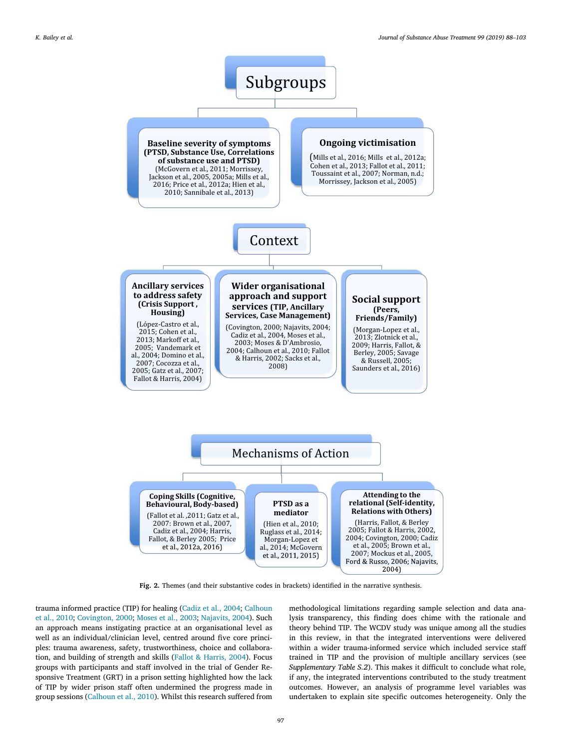## Subgroups

**Baseline severity of symptoms (PTSD, Substance Use, Correlations of substance use and PTSD)**
(McGovern et al., 2011; Morrissey, Jackson et al., 2005, 2005a; Mills et al., 2016; Price et al., 2012a; Hien et al., 2010; Sannibale et al., 2013)

**Ongoing victimisation**
(Mills et al., 2016; Mills et al., 2012a; Cohen et al., 2013; Fallot et al., 2011; Toussaint et al., 2007; Norman, n.d.; Morrissey, Jackson et al., 2005)

## Context

**Ancillary services to address safety (Crisis Support, Housing)**
(López-Castro et al., 2015; Cohen et al., 2013; Markoff et al., 2005; Vandemark et al., 2004; Domino et al., 2007; Cocozza et al., 2005; Gatz et al., 2007; Fallot & Harris, 2004)

**Wider organisational approach and support services (TIP, Ancillary Services, Case Management)**
(Covington, 2000; Najavits, 2004; Cadiz et al., 2004, Moses et al., 2003; Moses & D'Ambrosio, 2004; Calhoun et al., 2010; Fallot & Harris, 2002; Sacks et al., 2008)

**Social support (Peers, Friends/Family)**
(Morgan-Lopez et al., 2013; Zlotnick et al., 2009; Harris, Fallot, & Berley, 2005; Savage & Russell, 2005; Saunders et al., 2016)

## Mechanisms of Action

**Coping Skills (Cognitive, Behavioural, Body-based)**
(Fallot et al. ,2011; Gatz et al., 2007: Brown et al., 2007, Cadiz et al., 2004; Harris, Fallot, & Berley 2005; Price et al., 2012a, 2016)

**PTSD as a mediator**
(Hien et al., 2010; Ruglass et al., 2014; Morgan-Lopez et al., 2014; McGovern et al., 2011, 2015)

**Attending to the relational (Self-identity, Relations with Others)**
(Harris, Fallot, & Berley 2005; Fallot & Harris, 2002, 2004; Covington, 2000; Cadiz et al., 2005; Brown et al., 2007; Mockus et al., 2005, Ford & Russo, 2006; Najavits, 2004)

**Fig. 2.** Themes (and their substantive codes in brackets) identified in the narrative synthesis.

trauma informed practice (TIP) for healing (Cadiz et al., 2004; Calhoun et al., 2010; Covington, 2000; Moses et al., 2003; Najavits, 2004). Such an approach means instigating practice at an organisational level as well as an individual/clinician level, centred around five core principles: trauma awareness, safety, trustworthiness, choice and collaboration, and building of strength and skills (Fallot & Harris, 2004). Focus groups with participants and staff involved in the trial of Gender Responsive Treatment (GRT) in a prison setting highlighted how the lack of TIP by wider prison staff often undermined the progress made in group sessions (Calhoun et al., 2010). Whilst this research suffered from methodological limitations regarding sample selection and data analysis transparency, this finding does chime with the rationale and theory behind TIP. The WCDV study was unique among all the studies in this review, in that the integrated interventions were delivered within a wider trauma-informed service which included service staff trained in TIP and the provision of multiple ancillary services (see *Supplementary Table S.2*). This makes it difficult to conclude what role, if any, the integrated interventions contributed to the study treatment outcomes. However, an analysis of programme level variables was undertaken to explain site specific outcomes heterogeneity. Only the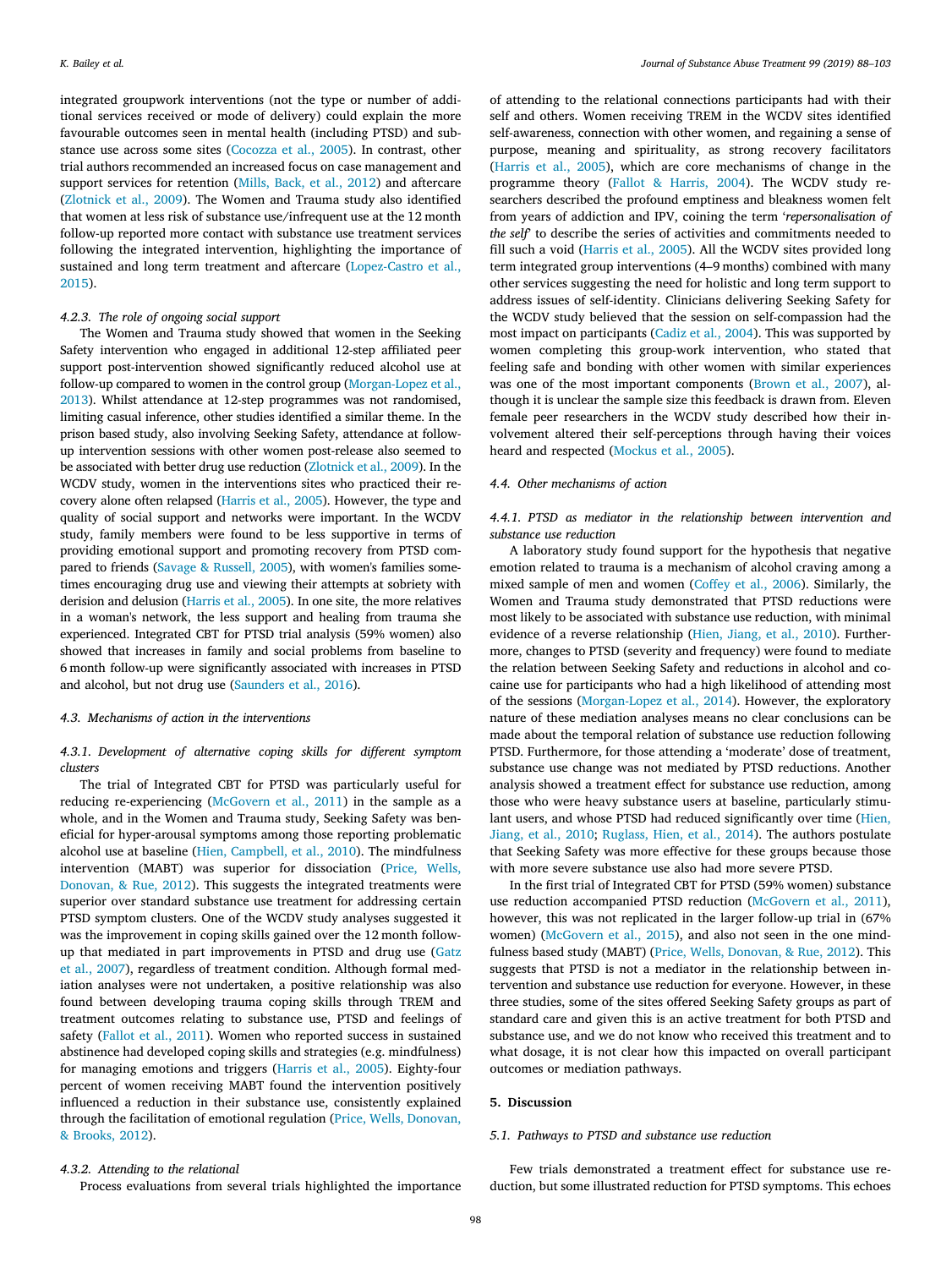integrated groupwork interventions (not the type or number of additional services received or mode of delivery) could explain the more favourable outcomes seen in mental health (including PTSD) and substance use across some sites (Cocozza et al., 2005). In contrast, other trial authors recommended an increased focus on case management and support services for retention (Mills, Back, et al., 2012) and aftercare (Zlotnick et al., 2009). The Women and Trauma study also identified that women at less risk of substance use/infrequent use at the 12 month follow-up reported more contact with substance use treatment services following the integrated intervention, highlighting the importance of sustained and long term treatment and aftercare (Lopez-Castro et al., 2015).

#### 4.2.3. The role of ongoing social support

The Women and Trauma study showed that women in the Seeking Safety intervention who engaged in additional 12-step affiliated peer support post-intervention showed significantly reduced alcohol use at follow-up compared to women in the control group (Morgan-Lopez et al., 2013). Whilst attendance at 12-step programmes was not randomised, limiting casual inference, other studies identified a similar theme. In the prison based study, also involving Seeking Safety, attendance at follow-up intervention sessions with other women post-release also seemed to be associated with better drug use reduction (Zlotnick et al., 2009). In the WCDV study, women in the interventions sites who practiced their recovery alone often relapsed (Harris et al., 2005). However, the type and quality of social support and networks were important. In the WCDV study, family members were found to be less supportive in terms of providing emotional support and promoting recovery from PTSD compared to friends (Savage & Russell, 2005), with women's families sometimes encouraging drug use and viewing their attempts at sobriety with derision and delusion (Harris et al., 2005). In one site, the more relatives in a woman's network, the less support and healing from trauma she experienced. Integrated CBT for PTSD trial analysis (59% women) also showed that increases in family and social problems from baseline to 6 month follow-up were significantly associated with increases in PTSD and alcohol, but not drug use (Saunders et al., 2016).

### 4.3. Mechanisms of action in the interventions

#### 4.3.1. Development of alternative coping skills for different symptom clusters

The trial of Integrated CBT for PTSD was particularly useful for reducing re-experiencing (McGovern et al., 2011) in the sample as a whole, and in the Women and Trauma study, Seeking Safety was beneficial for hyper-arousal symptoms among those reporting problematic alcohol use at baseline (Hien, Campbell, et al., 2010). The mindfulness intervention (MABT) was superior for dissociation (Price, Wells, Donovan, & Rue, 2012). This suggests the integrated treatments were superior over standard substance use treatment for addressing certain PTSD symptom clusters. One of the WCDV study analyses suggested it was the improvement in coping skills gained over the 12 month follow-up that mediated in part improvements in PTSD and drug use (Gatz et al., 2007), regardless of treatment condition. Although formal mediation analyses were not undertaken, a positive relationship was also found between developing trauma coping skills through TREM and treatment outcomes relating to substance use, PTSD and feelings of safety (Fallot et al., 2011). Women who reported success in sustained abstinence had developed coping skills and strategies (e.g. mindfulness) for managing emotions and triggers (Harris et al., 2005). Eighty-four percent of women receiving MABT found the intervention positively influenced a reduction in their substance use, consistently explained through the facilitation of emotional regulation (Price, Wells, Donovan, & Brooks, 2012).

#### 4.3.2. Attending to the relational

Process evaluations from several trials highlighted the importance of attending to the relational connections participants had with their self and others. Women receiving TREM in the WCDV sites identified self-awareness, connection with other women, and regaining a sense of purpose, meaning and spirituality, as strong recovery facilitators (Harris et al., 2005), which are core mechanisms of change in the programme theory (Fallot & Harris, 2004). The WCDV study researchers described the profound emptiness and bleakness women felt from years of addiction and IPV, coining the term '*repersonalisation of the self*' to describe the series of activities and commitments needed to fill such a void (Harris et al., 2005). All the WCDV sites provided long term integrated group interventions (4–9 months) combined with many other services suggesting the need for holistic and long term support to address issues of self-identity. Clinicians delivering Seeking Safety for the WCDV study believed that the session on self-compassion had the most impact on participants (Cadiz et al., 2004). This was supported by women completing this group-work intervention, who stated that feeling safe and bonding with other women with similar experiences was one of the most important components (Brown et al., 2007), although it is unclear the sample size this feedback is drawn from. Eleven female peer researchers in the WCDV study described how their involvement altered their self-perceptions through having their voices heard and respected (Mockus et al., 2005).

### 4.4. Other mechanisms of action

#### 4.4.1. PTSD as mediator in the relationship between intervention and substance use reduction

A laboratory study found support for the hypothesis that negative emotion related to trauma is a mechanism of alcohol craving among a mixed sample of men and women (Coffey et al., 2006). Similarly, the Women and Trauma study demonstrated that PTSD reductions were most likely to be associated with substance use reduction, with minimal evidence of a reverse relationship (Hien, Jiang, et al., 2010). Furthermore, changes to PTSD (severity and frequency) were found to mediate the relation between Seeking Safety and reductions in alcohol and cocaine use for participants who had a high likelihood of attending most of the sessions (Morgan-Lopez et al., 2014). However, the exploratory nature of these mediation analyses means no clear conclusions can be made about the temporal relation of substance use reduction following PTSD. Furthermore, for those attending a 'moderate' dose of treatment, substance use change was not mediated by PTSD reductions. Another analysis showed a treatment effect for substance use reduction, among those who were heavy substance users at baseline, particularly stimulant users, and whose PTSD had reduced significantly over time (Hien, Jiang, et al., 2010; Ruglass, Hien, et al., 2014). The authors postulate that Seeking Safety was more effective for these groups because those with more severe substance use also had more severe PTSD.

In the first trial of Integrated CBT for PTSD (59% women) substance use reduction accompanied PTSD reduction (McGovern et al., 2011), however, this was not replicated in the larger follow-up trial in (67% women) (McGovern et al., 2015), and also not seen in the one mindfulness based study (MABT) (Price, Wells, Donovan, & Rue, 2012). This suggests that PTSD is not a mediator in the relationship between intervention and substance use reduction for everyone. However, in these three studies, some of the sites offered Seeking Safety groups as part of standard care and given this is an active treatment for both PTSD and substance use, and we do not know who received this treatment and to what dosage, it is not clear how this impacted on overall participant outcomes or mediation pathways.

## 5. Discussion

### 5.1. Pathways to PTSD and substance use reduction

Few trials demonstrated a treatment effect for substance use reduction, but some illustrated reduction for PTSD symptoms. This echoes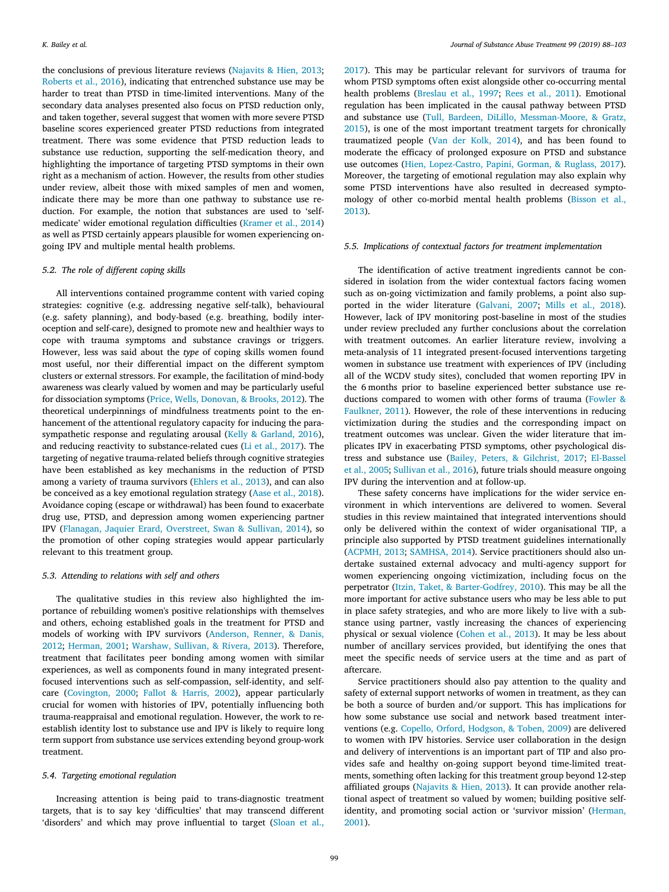the conclusions of previous literature reviews (Najavits & Hien, 2013; Roberts et al., 2016), indicating that entrenched substance use may be harder to treat than PTSD in time-limited interventions. Many of the secondary data analyses presented also focus on PTSD reduction only, and taken together, several suggest that women with more severe PTSD baseline scores experienced greater PTSD reductions from integrated treatment. There was some evidence that PTSD reduction leads to substance use reduction, supporting the self-medication theory, and highlighting the importance of targeting PTSD symptoms in their own right as a mechanism of action. However, the results from other studies under review, albeit those with mixed samples of men and women, indicate there may be more than one pathway to substance use reduction. For example, the notion that substances are used to 'self-medicate' wider emotional regulation difficulties (Kramer et al., 2014) as well as PTSD certainly appears plausible for women experiencing ongoing IPV and multiple mental health problems.

### 5.2. The role of different coping skills

All interventions contained programme content with varied coping strategies: cognitive (e.g. addressing negative self-talk), behavioural (e.g. safety planning), and body-based (e.g. breathing, bodily interoception and self-care), designed to promote new and healthier ways to cope with trauma symptoms and substance cravings or triggers. However, less was said about the *type* of coping skills women found most useful, nor their differential impact on the different symptom clusters or external stressors. For example, the facilitation of mind-body awareness was clearly valued by women and may be particularly useful for dissociation symptoms (Price, Wells, Donovan, & Brooks, 2012). The theoretical underpinnings of mindfulness treatments point to the enhancement of the attentional regulatory capacity for inducing the parasympathetic response and regulating arousal (Kelly & Garland, 2016), and reducing reactivity to substance-related cues (Li et al., 2017). The targeting of negative trauma-related beliefs through cognitive strategies have been established as key mechanisms in the reduction of PTSD among a variety of trauma survivors (Ehlers et al., 2013), and can also be conceived as a key emotional regulation strategy (Aase et al., 2018). Avoidance coping (escape or withdrawal) has been found to exacerbate drug use, PTSD, and depression among women experiencing partner IPV (Flanagan, Jaquier Erard, Overstreet, Swan & Sullivan, 2014), so the promotion of other coping strategies would appear particularly relevant to this treatment group.

### 5.3. Attending to relations with self and others

The qualitative studies in this review also highlighted the importance of rebuilding women's positive relationships with themselves and others, echoing established goals in the treatment for PTSD and models of working with IPV survivors (Anderson, Renner, & Danis, 2012; Herman, 2001; Warshaw, Sullivan, & Rivera, 2013). Therefore, treatment that facilitates peer bonding among women with similar experiences, as well as components found in many integrated present-focused interventions such as self-compassion, self-identity, and self-care (Covington, 2000; Fallot & Harris, 2002), appear particularly crucial for women with histories of IPV, potentially influencing both trauma-reappraisal and emotional regulation. However, the work to re-establish identity lost to substance use and IPV is likely to require long term support from substance use services extending beyond group-work treatment.

### 5.4. Targeting emotional regulation

Increasing attention is being paid to trans-diagnostic treatment targets, that is to say key 'difficulties' that may transcend different 'disorders' and which may prove influential to target (Sloan et al., 2017). This may be particular relevant for survivors of trauma for whom PTSD symptoms often exist alongside other co-occurring mental health problems (Breslau et al., 1997; Rees et al., 2011). Emotional regulation has been implicated in the causal pathway between PTSD and substance use (Tull, Bardeen, DiLillo, Messman-Moore, & Gratz, 2015), is one of the most important treatment targets for chronically traumatized people (Van der Kolk, 2014), and has been found to moderate the efficacy of prolonged exposure on PTSD and substance use outcomes (Hien, Lopez-Castro, Papini, Gorman, & Ruglass, 2017). Moreover, the targeting of emotional regulation may also explain why some PTSD interventions have also resulted in decreased symptomology of other co-morbid mental health problems (Bisson et al., 2013).

### 5.5. Implications of contextual factors for treatment implementation

The identification of active treatment ingredients cannot be considered in isolation from the wider contextual factors facing women such as on-going victimization and family problems, a point also supported in the wider literature (Galvani, 2007; Mills et al., 2018). However, lack of IPV monitoring post-baseline in most of the studies under review precluded any further conclusions about the correlation with treatment outcomes. An earlier literature review, involving a meta-analysis of 11 integrated present-focused interventions targeting women in substance use treatment with experiences of IPV (including all of the WCDV study sites), concluded that women reporting IPV in the 6 months prior to baseline experienced better substance use reductions compared to women with other forms of trauma (Fowler & Faulkner, 2011). However, the role of these interventions in reducing victimization during the studies and the corresponding impact on treatment outcomes was unclear. Given the wider literature that implicates IPV in exacerbating PTSD symptoms, other psychological distress and substance use (Bailey, Peters, & Gilchrist, 2017; El-Bassel et al., 2005; Sullivan et al., 2016), future trials should measure ongoing IPV during the intervention and at follow-up.

These safety concerns have implications for the wider service environment in which interventions are delivered to women. Several studies in this review maintained that integrated interventions should only be delivered within the context of wider organisational TIP, a principle also supported by PTSD treatment guidelines internationally (ACPMH, 2013; SAMHSA, 2014). Service practitioners should also undertake sustained external advocacy and multi-agency support for women experiencing ongoing victimization, including focus on the perpetrator (Itzin, Taket, & Barter-Godfrey, 2010). This may be all the more important for active substance users who may be less able to put in place safety strategies, and who are more likely to live with a substance using partner, vastly increasing the chances of experiencing physical or sexual violence (Cohen et al., 2013). It may be less about number of ancillary services provided, but identifying the ones that meet the specific needs of service users at the time and as part of aftercare.

Service practitioners should also pay attention to the quality and safety of external support networks of women in treatment, as they can be both a source of burden and/or support. This has implications for how some substance use social and network based treatment interventions (e.g. Copello, Orford, Hodgson, & Toben, 2009) are delivered to women with IPV histories. Service user collaboration in the design and delivery of interventions is an important part of TIP and also provides safe and healthy on-going support beyond time-limited treatments, something often lacking for this treatment group beyond 12-step affiliated groups (Najavits & Hien, 2013). It can provide another relational aspect of treatment so valued by women; building positive self-identity, and promoting social action or 'survivor mission' (Herman, 2001).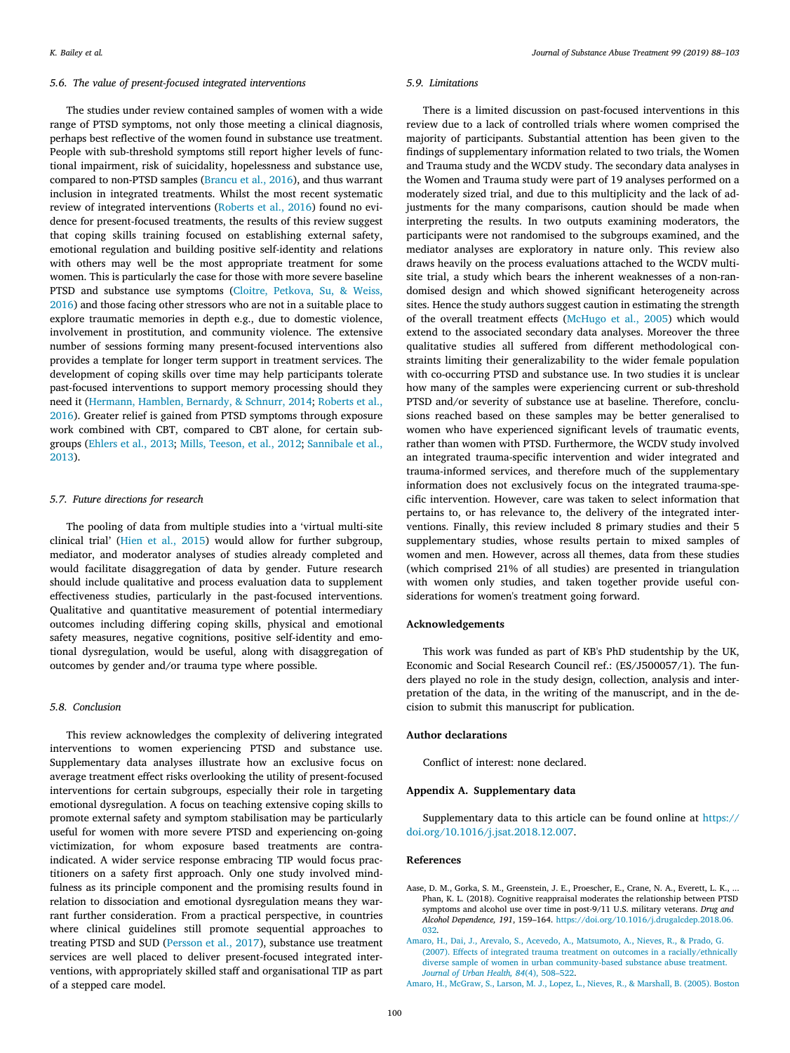### 5.6. The value of present-focused integrated interventions

The studies under review contained samples of women with a wide range of PTSD symptoms, not only those meeting a clinical diagnosis, perhaps best reflective of the women found in substance use treatment. People with sub-threshold symptoms still report higher levels of functional impairment, risk of suicidality, hopelessness and substance use, compared to non-PTSD samples (Brancu et al., 2016), and thus warrant inclusion in integrated treatments. Whilst the most recent systematic review of integrated interventions (Roberts et al., 2016) found no evidence for present-focused treatments, the results of this review suggest that coping skills training focused on establishing external safety, emotional regulation and building positive self-identity and relations with others may well be the most appropriate treatment for some women. This is particularly the case for those with more severe baseline PTSD and substance use symptoms (Cloitre, Petkova, Su, & Weiss, 2016) and those facing other stressors who are not in a suitable place to explore traumatic memories in depth e.g., due to domestic violence, involvement in prostitution, and community violence. The extensive number of sessions forming many present-focused interventions also provides a template for longer term support in treatment services. The development of coping skills over time may help participants tolerate past-focused interventions to support memory processing should they need it (Hermann, Hamblen, Bernardy, & Schnurr, 2014; Roberts et al., 2016). Greater relief is gained from PTSD symptoms through exposure work combined with CBT, compared to CBT alone, for certain subgroups (Ehlers et al., 2013; Mills, Teeson, et al., 2012; Sannibale et al., 2013).

### 5.7. Future directions for research

The pooling of data from multiple studies into a 'virtual multi-site clinical trial' (Hien et al., 2015) would allow for further subgroup, mediator, and moderator analyses of studies already completed and would facilitate disaggregation of data by gender. Future research should include qualitative and process evaluation data to supplement effectiveness studies, particularly in the past-focused interventions. Qualitative and quantitative measurement of potential intermediary outcomes including differing coping skills, physical and emotional safety measures, negative cognitions, positive self-identity and emotional dysregulation, would be useful, along with disaggregation of outcomes by gender and/or trauma type where possible.

### 5.8. Conclusion

This review acknowledges the complexity of delivering integrated interventions to women experiencing PTSD and substance use. Supplementary data analyses illustrate how an exclusive focus on average treatment effect risks overlooking the utility of present-focused interventions for certain subgroups, especially their role in targeting emotional dysregulation. A focus on teaching extensive coping skills to promote external safety and symptom stabilisation may be particularly useful for women with more severe PTSD and experiencing on-going victimization, for whom exposure based treatments are contraindicated. A wider service response embracing TIP would focus practitioners on a safety first approach. Only one study involved mindfulness as its principle component and the promising results found in relation to dissociation and emotional dysregulation means they warrant further consideration. From a practical perspective, in countries where clinical guidelines still promote sequential approaches to treating PTSD and SUD (Persson et al., 2017), substance use treatment services are well placed to deliver present-focused integrated interventions, with appropriately skilled staff and organisational TIP as part of a stepped care model.

### 5.9. Limitations

There is a limited discussion on past-focused interventions in this review due to a lack of controlled trials where women comprised the majority of participants. Substantial attention has been given to the findings of supplementary information related to two trials, the Women and Trauma study and the WCDV study. The secondary data analyses in the Women and Trauma study were part of 19 analyses performed on a moderately sized trial, and due to this multiplicity and the lack of adjustments for the many comparisons, caution should be made when interpreting the results. In two outputs examining moderators, the participants were not randomised to the subgroups examined, and the mediator analyses are exploratory in nature only. This review also draws heavily on the process evaluations attached to the WCDV multi-site trial, a study which bears the inherent weaknesses of a non-randomised design and which showed significant heterogeneity across sites. Hence the study authors suggest caution in estimating the strength of the overall treatment effects (McHugo et al., 2005) which would extend to the associated secondary data analyses. Moreover the three qualitative studies all suffered from different methodological constraints limiting their generalizability to the wider female population with co-occurring PTSD and substance use. In two studies it is unclear how many of the samples were experiencing current or sub-threshold PTSD and/or severity of substance use at baseline. Therefore, conclusions reached based on these samples may be better generalised to women who have experienced significant levels of traumatic events, rather than women with PTSD. Furthermore, the WCDV study involved an integrated trauma-specific intervention and wider integrated and trauma-informed services, and therefore much of the supplementary information does not exclusively focus on the integrated trauma-specific intervention. However, care was taken to select information that pertains to, or has relevance to, the delivery of the integrated interventions. Finally, this review included 8 primary studies and their 5 supplementary studies, whose results pertain to mixed samples of women and men. However, across all themes, data from these studies (which comprised 21% of all studies) are presented in triangulation with women only studies, and taken together provide useful considerations for women's treatment going forward.

## Acknowledgements

This work was funded as part of KB's PhD studentship by the UK, Economic and Social Research Council ref.: (ES/J500057/1). The funders played no role in the study design, collection, analysis and interpretation of the data, in the writing of the manuscript, and in the decision to submit this manuscript for publication.

## Author declarations

Conflict of interest: none declared.

## Appendix A. Supplementary data

Supplementary data to this article can be found online at https://doi.org/10.1016/j.jsat.2018.12.007.

## References

Aase, D. M., Gorka, S. M., Greenstein, J. E., Proescher, E., Crane, N. A., Everett, L. K., ... Phan, K. L. (2018). Cognitive reappraisal moderates the relationship between PTSD symptoms and alcohol use over time in post-9/11 U.S. military veterans. *Drug and Alcohol Dependence, 191*, 159–164. https://doi.org/10.1016/j.drugalcdep.2018.06.032.

Amaro, H., Dai, J., Arevalo, S., Acevedo, A., Matsumoto, A., Nieves, R., & Prado, G. (2007). Effects of integrated trauma treatment on outcomes in a racially/ethnically diverse sample of women in urban community-based substance abuse treatment. *Journal of Urban Health, 84*(4), 508–522.

Amaro, H., McGraw, S., Larson, M. J., Lopez, L., Nieves, R., & Marshall, B. (2005). Boston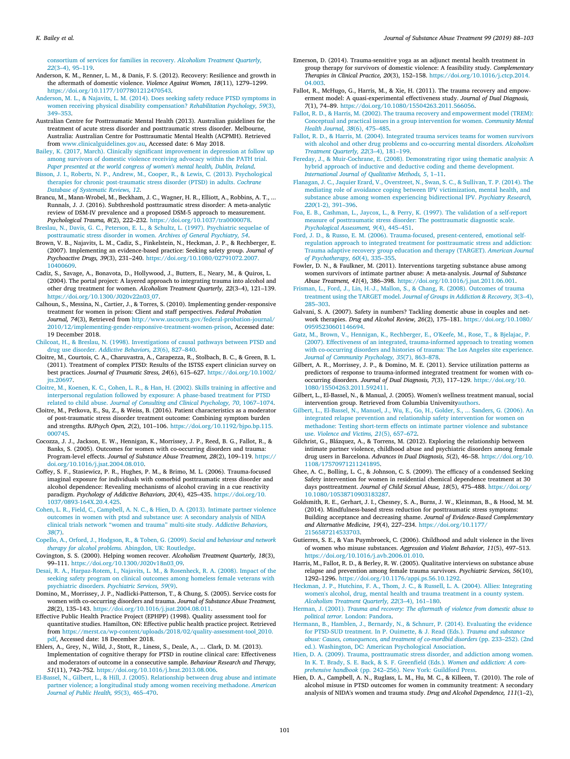consortium of services for families in recovery. *Alcoholism Treatment Quarterly, 22*(3–4), 95–119.

Anderson, K. M., Renner, L. M., & Danis, F. S. (2012). Recovery: Resilience and growth in the aftermath of domestic violence. *Violence Against Women, 18*(11), 1279–1299. https://doi.org/10.1177/1077801212470543.

Anderson, M. L., & Najavits, L. M. (2014). Does seeking safety reduce PTSD symptoms in women receiving physical disability compensation? *Rehabilitation Psychology, 59*(3), 349–353.

Australian Centre for Posttraumatic Mental Health (2013). Australian guidelines for the treatment of acute stress disorder and posttraumatic stress disorder. Melbourne, Australia: Australian Centre for Posttraumatic Mental Health (ACPMH). Retrieved from www.clinicalguidelines.gov.au, Accessed date: 6 May 2018.

Bailey, K. (2017, March). Clinically significant improvement in depression at follow up among survivors of domestic violence receiving advocacy within the PATH trial. *Paper presented at the world congress of women's mental health, Dublin, Ireland*.

Bisson, J. I., Roberts, N. P., Andrew, M., Cooper, R., & Lewis, C. (2013). Psychological therapies for chronic post-traumatic stress disorder (PTSD) in adults. *Cochrane Database of Systematic Reviews, 12*.

Brancu, M., Mann-Wrobel, M., Beckham, J. C., Wagner, H. R., Elliott, A., Robbins, A. T., ... Runnals, J. J. (2016). Subthreshold posttraumatic stress disorder: A meta-analytic review of DSM-IV prevalence and a proposed DSM-5 approach to measurement. *Psychological Trauma, 8*(2), 222–232. https://doi.org/10.1037/tra0000078.

Breslau, N., Davis, G. C., Peterson, E. L., & Schultz, L. (1997). Psychiatric sequelae of posttraumatic stress disorder in women. *Archives of General Psychiatry, 54*.

Brown, V. B., Najavits, L. M., Cadiz, S., Finkelstein, N., Heckman, J. P., & Rechberger, E. (2007). Implementing an evidence-based practice: Seeking safety group. *Journal of Psychoactive Drugs, 39*(3), 231–240. https://doi.org/10.1080/02791072.2007.10400609.

Cadiz, S., Savage, A., Bonavota, D., Hollywood, J., Butters, E., Neary, M., & Quiros, L. (2004). The portal project: A layered approach to integrating trauma into alcohol and other drug treatment for women. *Alcoholism Treatment Quarterly, 22*(3–4), 121–139. https://doi.org/10.1300/J020v22n03_07.

Calhoun, S., Messina, N., Cartier, J., & Torres, S. (2010). Implementing gender-responsive treatment for women in prison: Client and staff perspectives. *Federal Probation Journal, 74*(3), Retrieved from http://www.uscourts.gov/federal-probation-journal/2010/12/implementing-gender-responsive-treatment-women-prison, Accessed date: 19 December 2018.

Chilcoat, H., & Breslau, N. (1998). Investigations of causal pathways between PTSD and drug use disorder. *Addictive Behaviors, 23*(6), 827–840.

Cloitre, M., Courtois, C. A., Charuvastra, A., Carapezza, R., Stolbach, B. C., & Green, B. L. (2011). Treatment of complex PTSD: Results of the ISTSS expert clinician survey on best practices. *Journal of Traumatic Stress, 24*(6), 615–627. https://doi.org/10.1002/jts.20697.

Cloitre, M., Koenen, K. C., Cohen, L. R., & Han, H. (2002). Skills training in affective and interpersonal regulation followed by exposure: A phase-based treatment for PTSD related to child abuse. *Journal of Consulting and Clinical Psychology, 70*, 1067–1074.

Cloitre, M., Petkova, E., Su, Z., & Weiss, B. (2016). Patient characteristics as a moderator of post-traumatic stress disorder treatment outcome: Combining symptom burden and strengths. *BJPsych Open, 2*(2), 101–106. https://doi.org/10.1192/bjpo.bp.115.000745.

Cocozza, J. J., Jackson, E. W., Hennigan, K., Morrissey, J. P., Reed, B. G., Fallot, R., & Banks, S. (2005). Outcomes for women with co-occurring disorders and trauma: Program-level effects. *Journal of Substance Abuse Treatment, 28*(2), 109–119. https://doi.org/10.1016/j.jsat.2004.08.010.

Coffey, S. F., Stasiewicz, P. R., Hughes, P. M., & Brimo, M. L. (2006). Trauma-focused imaginal exposure for individuals with comorbid posttraumatic stress disorder and alcohol dependence: Revealing mechanisms of alcohol craving in a cue reactivity paradigm. *Psychology of Addictive Behaviors, 20*(4), 425–435. https://doi.org/10.1037/0893-164X.20.4.425.

Cohen, L. R., Field, C., Campbell, A. N. C., & Hien, D. A. (2013). Intimate partner violence outcomes in women with ptsd and substance use: A secondary analysis of NIDA clinical trials network "women and trauma" multi-site study. *Addictive Behaviors, 38*(7).

Copello, A., Orford, J., Hodgson, R., & Toben, G. (2009). *Social and behaviour and network therapy for alcohol problems.* Abingdon, UK: Routledge.

Covington, S. S. (2000). Helping women recover. *Alcoholism Treatment Quarterly, 18*(3), 99–111. https://doi.org/10.1300/J020v18n03_09.

Desai, R. A., Harpaz-Rotem, I., Najavits, L. M., & Rosenheck, R. A. (2008). Impact of the seeking safety program on clinical outcomes among homeless female veterans with psychiatric disorders. *Psychiatric Services, 59*(9).

Domino, M. E., Morrissey, J. P., Nadlicki-Patterson, T., & Chung, S. (2005). Service costs for women with co-occurring disorders and trauma. *Journal of Substance Abuse Treatment, 28*(2), 135–143. https://doi.org/10.1016/j.jsat.2004.08.011.

Effective Public Health Practice Project (EPHPP) (1998). Quality assessment tool for quantitative studies. Hamilton, ON: Effective public health practice project. Retrieved from https://merst.ca/wp-content/uploads/2018/02/quality-assessment-tool_2010.pdf, Accessed date: 18 December 2018.

Ehlers, A., Grey, N., Wild, J., Stott, R., Liness, S., Deale, A., ... Clark, D. M. (2013). Implementation of cognitive therapy for PTSD in routine clinical care: Effectiveness and moderators of outcome in a consecutive sample. *Behaviour Research and Therapy, 51*(11), 742–752. https://doi.org/10.1016/j.brat.2013.08.006.

El-Bassel, N., Gilbert, L., & Hill, J. (2005). Relationship between drug abuse and intimate partner violence; a longitudinal study among women receiving methadone. *American Journal of Public Health, 95*(3), 465–470.

Emerson, D. (2014). Trauma-sensitive yoga as an adjunct mental health treatment in group therapy for survivors of domestic violence: A feasibility study. *Complementary Therapies in Clinical Practice, 20*(3), 152–158. https://doi.org/10.1016/j.ctcp.2014.04.003.

Fallot, R., McHugo, G., Harris, M., & Xie, H. (2011). The trauma recovery and empowerment model: A quasi-experimental effectiveness study. *Journal of Dual Diagnosis, 7*(1), 74–89. https://doi.org/10.1080/15504263.2011.566056.

Fallot, R. D., & Harris, M. (2002). The trauma recovery and empowerment model (TREM): Conceptual and practical issues in a group intervention for women. *Community Mental Health Journal, 38*(6), 475–485.

Fallot, R. D., & Harris, M. (2004). Integrated trauma services teams for women survivors with alcohol and other drug problems and co-occurring mental disorders. *Alcoholism Treatment Quarterly, 22*(3–4), 181–199.

Fereday, J., & Muir-Cochrane, E. (2008). Demonstrating rigor using thematic analysis: A hybrid approach of inductive and deductive coding and theme development. *International Journal of Qualitative Methods, 5*, 1–11.

Flanagan, J. C., Jaquier Erard, V., Overstreet, N., Swan, S. C., & Sullivan, T. P. (2014). The mediating role of avoidance coping between IPV victimization, mental health, and substance abuse among women experiencing bidirectional IPV. *Psychiatry Research, 220*(1-2), 391–396.

Foa, E. B., Cashman, L., Jaycox, L., & Perry, K. (1997). The validation of a self-report measure of posttraumatic stress disorder: The posttraumatic diagnostic scale. *Psychological Assessment, 9*(4), 445–451.

Ford, J. D., & Russo, E. M. (2006). Trauma-focused, present-centered, emotional self-regulation approach to integrated treatment for posttraumatic stress and addiction: Trauma adaptive recovery group education and therapy (TARGET). *American Journal of Psychotherapy, 60*(4), 335–355.

Fowler, D. N., & Faulkner, M. (2011). Interventions targeting substance abuse among women survivors of intimate partner abuse: A meta-analysis. *Journal of Substance Abuse Treatment, 41*(4), 386–398. https://doi.org/10.1016/j.jsat.2011.06.001.

Frisman, L., Ford, J., Lin, H.-J., Mallon, S., & Chang, R. (2008). Outcomes of trauma treatment using the TARGET model. *Journal of Groups in Addiction & Recovery, 3*(3–4), 285–303.

Galvani, S. A. (2007). Safety in numbers? Tackling domestic abuse in couples and network therapies. *Drug and Alcohol Review, 26*(2), 175–181. https://doi.org/10.1080/09595230601146694.

Gatz, M., Brown, V., Hennigan, K., Rechberger, E., O'Keefe, M., Rose, T., & Bjelajac, P. (2007). Effectiveness of an integrated, trauma-informed approach to treating women with co-occurring disorders and histories of trauma: The Los Angeles site experience. *Journal of Community Psychology, 35*(7), 863–878.

Gilbert, A. R., Morrissey, J. P., & Domino, M. E. (2011). Service utilization patterns as predictors of response to trauma-informed integrated treatment for women with co-occurring disorders. *Journal of Dual Diagnosis, 7*(3), 117–129. https://doi.org/10.1080/15504263.2011.592411.

Gilbert, L., El-Bassel, N., & Manual, J. (2005). Women's wellness treatment manual, social intervention group. Retrieved from Columbia Universityauthors.

Gilbert, L., El-Bassel, N., Manuel, J., Wu, E., Go, H., Golder, S., ... Sanders, G. (2006). An integrated relapse prevention and relationship safety intervention for women on methadone: Testing short-term effects on intimate partner violence and substance use. *Violence and Victims, 21*(5), 657–672.

Gilchrist, G., Blázquez, A., & Torrens, M. (2012). Exploring the relationship between intimate partner violence, childhood abuse and psychiatric disorders among female drug users in Barcelona. *Advances in Dual Diagnosis, 5*(2), 46–58. https://doi.org/10.1108/17570971211241895.

Ghee, A. C., Bolling, L. C., & Johnson, C. S. (2009). The efficacy of a condensed Seeking Safety intervention for women in residential chemical dependence treatment at 30 days posttreatment. *Journal of Child Sexual Abuse, 18*(5), 475–488. https://doi.org/10.1080/10538710903183287.

Goldsmith, R. E., Gerhart, J. I., Chesney, S. A., Burns, J. W., Kleinman, B., & Hood, M. M. (2014). Mindfulness-based stress reduction for posttraumatic stress symptoms: Building acceptance and decreasing shame. *Journal of Evidence-Based Complementary and Alternative Medicine, 19*(4), 227–234. https://doi.org/10.1177/2156587214533703.

Gutierres, S. E., & Van Puymbroeck, C. (2006). Childhood and adult violence in the lives of women who misuse substances. *Aggression and Violent Behavior, 11*(5), 497–513. https://doi.org/10.1016/j.avb.2006.01.010.

Harris, M., Fallot, R. D., & Berley, R. W. (2005). Qualitative interviews on substance abuse relapse and prevention among female trauma survivors. *Psychiatric Services, 56*(10), 1292–1296. https://doi.org/10.1176/appi.ps.56.10.1292.

Heckman, J. P., Hutchins, F. A., Thom, J. C., & Russell, L. A. (2004). Allies: Integrating women's alcohol, drug, mental health and trauma treatment in a county system. *Alcoholism Treatment Quarterly, 22*(3–4), 161–180.

Herman, J. (2001). *Trauma and recovery: The aftermath of violence from domestic abuse to political terror.* London: Pandora.

Hermann, B., Hamblen, J., Bernardy, N., & Schnurr, P. (2014). Evaluating the evidence for PTSD-SUD treatment. In P. Ouimette, & J. Read (Eds.). *Trauma and substance abuse: Causes, consequences, and treatment of co-mordbid disorders* (pp. 233–252). (2nd ed.). Washington, DC: American Psychological Association.

Hien, D. A. (2009). Trauma, posttraumatic stress disorder, and addiction among women. In K. T. Brady, S. E. Back, & S. F. Greenfield (Eds.). *Women and addiction: A comprehensive handbook* (pp. 242–256). New York: Guildford Press.

Hien, D. A., Campbell, A. N., Ruglass, L. M., Hu, M. C., & Killeen, T. (2010). The role of alcohol misuse in PTSD outcomes for women in community treatment: A secondary analysis of NIDA's women and trauma study. *Drug and Alcohol Dependence, 111*(1–2),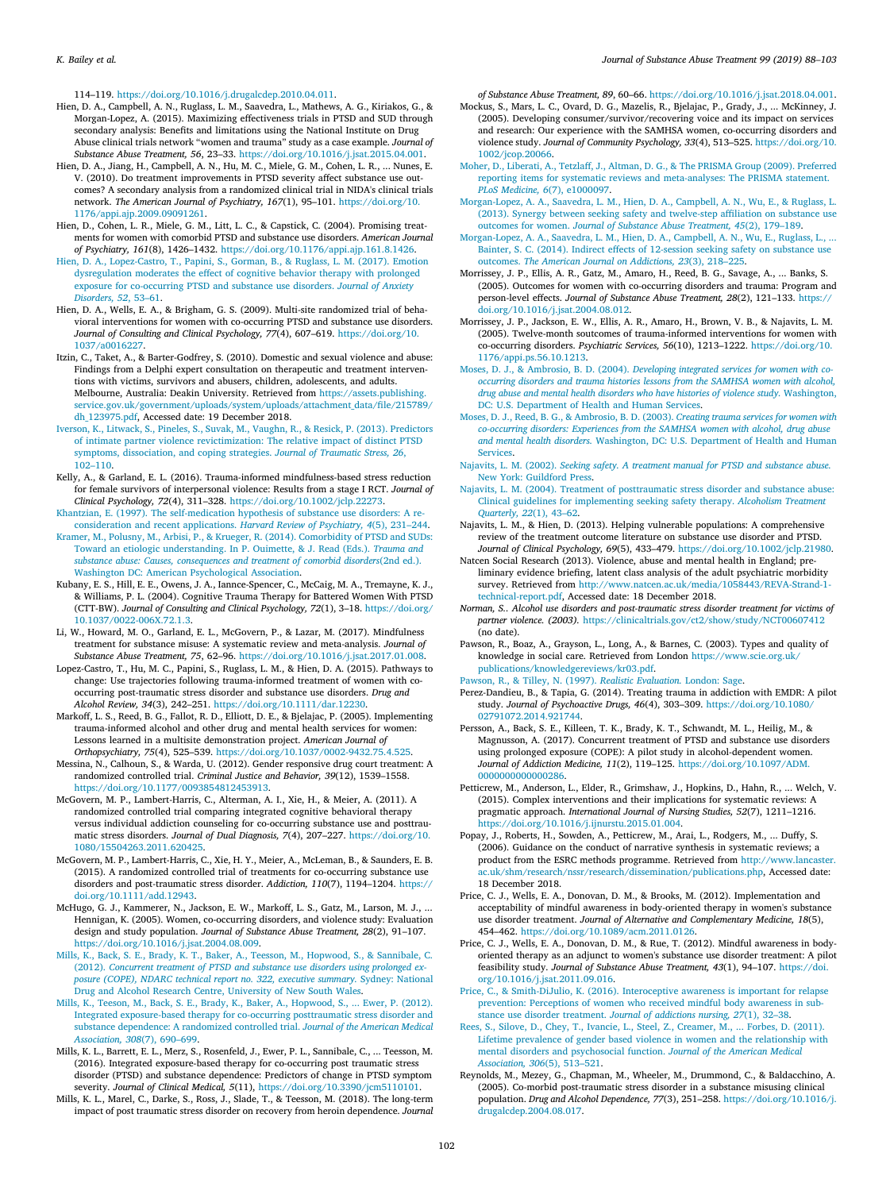114–119. https://doi.org/10.1016/j.drugalcdep.2010.04.011.

Hien, D. A., Campbell, A. N., Ruglass, L. M., Saavedra, L., Mathews, A. G., Kiriakos, G., & Morgan-Lopez, A. (2015). Maximizing effectiveness trials in PTSD and SUD through secondary analysis: Benefits and limitations using the National Institute on Drug Abuse clinical trials network "women and trauma" study as a case example. *Journal of Substance Abuse Treatment, 56*, 23–33. https://doi.org/10.1016/j.jsat.2015.04.001.

Hien, D. A., Jiang, H., Campbell, A. N., Hu, M. C., Miele, G. M., Cohen, L. R., ... Nunes, E. V. (2010). Do treatment improvements in PTSD severity affect substance use outcomes? A secondary analysis from a randomized clinical trial in NIDA's clinical trials network. *The American Journal of Psychiatry, 167*(1), 95–101. https://doi.org/10.1176/appi.ajp.2009.09091261.

Hien, D., Cohen, L. R., Miele, G. M., Litt, L. C., & Capstick, C. (2004). Promising treatments for women with comorbid PTSD and substance use disorders. *American Journal of Psychiatry, 161*(8), 1426–1432. https://doi.org/10.1176/appi.ajp.161.8.1426.

Hien, D. A., Lopez-Castro, T., Papini, S., Gorman, B., & Ruglass, L. M. (2017). Emotion dysregulation moderates the effect of cognitive behavior therapy with prolonged exposure for co-occurring PTSD and substance use disorders. *Journal of Anxiety Disorders, 52*, 53–61.

Hien, D. A., Wells, E. A., & Brigham, G. S. (2009). Multi-site randomized trial of behavioral interventions for women with co-occurring PTSD and substance use disorders. *Journal of Consulting and Clinical Psychology, 77*(4), 607–619. https://doi.org/10.1037/a0016227.

Itzin, C., Taket, A., & Barter-Godfrey, S. (2010). Domestic and sexual violence and abuse: Findings from a Delphi expert consultation on therapeutic and treatment interventions with victims, survivors and abusers, children, adolescents, and adults. Melbourne, Australia: Deakin University. Retrieved from https://assets.publishing.service.gov.uk/government/uploads/system/uploads/attachment_data/file/215789/dh_123975.pdf, Accessed date: 19 December 2018.

Iverson, K., Litwack, S., Pineles, S., Suvak, M., Vaughn, R., & Resick, P. (2013). Predictors of intimate partner violence revictimization: The relative impact of distinct PTSD symptoms, dissociation, and coping strategies. *Journal of Traumatic Stress, 26*, 102–110.

Kelly, A., & Garland, E. L. (2016). Trauma-informed mindfulness-based stress reduction for female survivors of interpersonal violence: Results from a stage I RCT. *Journal of Clinical Psychology, 72*(4), 311–328. https://doi.org/10.1002/jclp.22273.

Khantzian, E. (1997). The self-medication hypothesis of substance use disorders: A reconsideration and recent applications. *Harvard Review of Psychiatry, 4*(5), 231–244.

Kramer, M., Polusny, M., Arbisi, P., & Krueger, R. (2014). Comorbidity of PTSD and SUDs: Toward an etiologic understanding. In P. Ouimette, & J. Read (Eds.). *Trauma and substance abuse: Causes, consequences and treatment of comorbid disorders*(2nd ed.). Washington DC: American Psychological Association.

Kubany, E. S., Hill, E. E., Owens, J. A., Iannce-Spencer, C., McCaig, M. A., Tremayne, K. J., & Williams, P. L. (2004). Cognitive Trauma Therapy for Battered Women With PTSD (CTT-BW). *Journal of Consulting and Clinical Psychology, 72*(1), 3–18. https://doi.org/10.1037/0022-006X.72.1.3.

Li, W., Howard, M. O., Garland, E. L., McGovern, P., & Lazar, M. (2017). Mindfulness treatment for substance misuse: A systematic review and meta-analysis. *Journal of Substance Abuse Treatment, 75*, 62–96. https://doi.org/10.1016/j.jsat.2017.01.008.

Lopez-Castro, T., Hu, M. C., Papini, S., Ruglass, L. M., & Hien, D. A. (2015). Pathways to change: Use trajectories following trauma-informed treatment of women with co-occurring post-traumatic stress disorder and substance use disorders. *Drug and Alcohol Review, 34*(3), 242–251. https://doi.org/10.1111/dar.12230.

Markoff, L. S., Reed, B. G., Fallot, R. D., Elliott, D. E., & Bjelajac, P. (2005). Implementing trauma-informed alcohol and other drug and mental health services for women: Lessons learned in a multisite demonstration project. *American Journal of Orthopsychiatry, 75*(4), 525–539. https://doi.org/10.1037/0002-9432.75.4.525.

Messina, N., Calhoun, S., & Warda, U. (2012). Gender responsive drug court treatment: A randomized controlled trial. *Criminal Justice and Behavior, 39*(12), 1539–1558. https://doi.org/10.1177/0093854812453913.

McGovern, M. P., Lambert-Harris, C., Alterman, A. I., Xie, H., & Meier, A. (2011). A randomized controlled trial comparing integrated cognitive behavioral therapy versus individual addiction counseling for co-occurring substance use and posttraumatic stress disorders. *Journal of Dual Diagnosis, 7*(4), 207–227. https://doi.org/10.1080/15504263.2011.620425.

McGovern, M. P., Lambert-Harris, C., Xie, H. Y., Meier, A., McLeman, B., & Saunders, E. B. (2015). A randomized controlled trial of treatments for co-occurring substance use disorders and post-traumatic stress disorder. *Addiction, 110*(7), 1194–1204. https://doi.org/10.1111/add.12943.

McHugo, G. J., Kammerer, N., Jackson, E. W., Markoff, L. S., Gatz, M., Larson, M. J., ... Hennigan, K. (2005). Women, co-occurring disorders, and violence study: Evaluation design and study population. *Journal of Substance Abuse Treatment, 28*(2), 91–107. https://doi.org/10.1016/j.jsat.2004.08.009.

Mills, K., Back, S. E., Brady, K. T., Baker, A., Teesson, M., Hopwood, S., & Sannibale, C. (2012). *Concurrent treatment of PTSD and substance use disorders using prolonged exposure (COPE), NDARC technical report no. 322, executive summary.* Sydney: National Drug and Alcohol Research Centre, University of New South Wales.

Mills, K., Teeson, M., Back, S. E., Brady, K. T., Baker, A., Hopwood, S., ... Ewer, P. (2012). Integrated exposure-based therapy for co-occurring posttraumatic stress disorder and substance dependence: A randomized controlled trial. *Journal of the American Medical Association, 308*(7), 690–699.

Mills, K. L., Barrett, E. L., Merz, S., Rosenfeld, J., Ewer, P. L., Sannibale, C., ... Teesson, M. (2016). Integrated exposure-based therapy for co-occurring post traumatic stress disorder (PTSD) and substance dependence: Predictors of change in PTSD symptom severity. *Journal of Clinical Medical, 5*(11), https://doi.org/10.3390/jcm5110101.

Mills, K. L., Marel, C., Darke, S., Ross, J., Slade, T., & Teesson, M. (2018). The long-term impact of post traumatic stress disorder on recovery from heroin dependence. *Journal of Substance Abuse Treatment, 89*, 60–66. https://doi.org/10.1016/j.jsat.2018.04.001.

Mockus, S., Mars, L. C., Ovard, D. G., Mazelis, R., Bjelajac, P., Grady, J., ... McKinney, J. (2005). Developing consumer/survivor/recovering voice and its impact on services and research: Our experience with the SAMHSA women, co-occurring disorders and violence study. *Journal of Community Psychology, 33*(4), 513–525. https://doi.org/10.1002/jcop.20066.

Moher, D., Liberati, A., Tetzlaff, J., Altman, D. G., & The PRISMA Group (2009). Preferred reporting items for systematic reviews and meta-analyses: The PRISMA statement. *PLoS Medicine, 6*(7), e1000097.

Morgan-Lopez, A. A., Saavedra, L. M., Hien, D. A., Campbell, A. N., Wu, E., & Ruglass, L. (2013). Synergy between seeking safety and twelve-step affiliation on substance use outcomes for women. *Journal of Substance Abuse Treatment, 45*(2), 179–189.

Morgan-Lopez, A. A., Saavedra, L. M., Hien, D. A., Campbell, A. N., Wu, E., Ruglass, L., ... Bainter, S. C. (2014). Indirect effects of 12-session seeking safety on substance use outcomes. *The American Journal on Addictions, 23*(3), 218–225.

Morrissey, J. P., Ellis, A. R., Gatz, M., Amaro, H., Reed, B. G., Savage, A., ... Banks, S. (2005). Outcomes for women with co-occurring disorders and trauma: Program and person-level effects. *Journal of Substance Abuse Treatment, 28*(2), 121–133. https://doi.org/10.1016/j.jsat.2004.08.012.

Morrissey, J. P., Jackson, E. W., Ellis, A. R., Amaro, H., Brown, V. B., & Najavits, L. M. (2005). Twelve-month outcomes of trauma-informed interventions for women with co-occurring disorders. *Psychiatric Services, 56*(10), 1213–1222. https://doi.org/10.1176/appi.ps.56.10.1213.

Moses, D. J., & Ambrosio, B. D. (2004). *Developing integrated services for women with co-occurring disorders and trauma histories lessons from the SAMHSA women with alcohol, drug abuse and mental health disorders who have histories of violence study.* Washington, DC: U.S. Department of Health and Human Services.

Moses, D. J., Reed, B. G., & Ambrosio, B. D. (2003). *Creating trauma services for women with co-occurring disorders: Experiences from the SAMHSA women with alcohol, drug abuse and mental health disorders.* Washington, DC: U.S. Department of Health and Human Services.

Najavits, L. M. (2002). *Seeking safety. A treatment manual for PTSD and substance abuse.* New York: Guildford Press.

Najavits, L. M. (2004). Treatment of posttraumatic stress disorder and substance abuse: Clinical guidelines for implementing seeking safety therapy. *Alcoholism Treatment Quarterly, 22*(1), 43–62.

Najavits, L. M., & Hien, D. (2013). Helping vulnerable populations: A comprehensive review of the treatment outcome literature on substance use disorder and PTSD. *Journal of Clinical Psychology, 69*(5), 433–479. https://doi.org/10.1002/jclp.21980.

Natcen Social Research (2013). Violence, abuse and mental health in England; preliminary evidence briefing, latent class analysis of the adult psychiatric morbidity survey. Retrieved from http://www.natcen.ac.uk/media/1058443/REVA-Strand-1-technical-report.pdf, Accessed date: 18 December 2018.

*Norman, S.. Alcohol use disorders and post-traumatic stress disorder treatment for victims of partner violence. (2003).* https://clinicaltrials.gov/ct2/show/study/NCT00607412 (no date).

Pawson, R., Boaz, A., Grayson, L., Long, A., & Barnes, C. (2003). Types and quality of knowledge in social care. Retrieved from London https://www.scie.org.uk/publications/knowledgereviews/kr03.pdf.

Pawson, R., & Tilley, N. (1997). *Realistic Evaluation.* London: Sage.

Perez-Dandieu, B., & Tapia, G. (2014). Treating trauma in addiction with EMDR: A pilot study. *Journal of Psychoactive Drugs, 46*(4), 303–309. https://doi.org/10.1080/02791072.2014.921744.

Persson, A., Back, S. E., Killeen, T. K., Brady, K. T., Schwandt, M. L., Heilig, M., & Magnusson, A. (2017). Concurrent treatment of PTSD and substance use disorders using prolonged exposure (COPE): A pilot study in alcohol-dependent women. *Journal of Addiction Medicine, 11*(2), 119–125. https://doi.org/10.1097/ADM.0000000000000286.

Petticrew, M., Anderson, L., Elder, R., Grimshaw, J., Hopkins, D., Hahn, R., ... Welch, V. (2015). Complex interventions and their implications for systematic reviews: A pragmatic approach. *International Journal of Nursing Studies, 52*(7), 1211–1216. https://doi.org/10.1016/j.ijnurstu.2015.01.004.

Popay, J., Roberts, H., Sowden, A., Petticrew, M., Arai, L., Rodgers, M., ... Duffy, S. (2006). Guidance on the conduct of narrative synthesis in systematic reviews; a product from the ESRC methods programme. Retrieved from http://www.lancaster.ac.uk/shm/research/nssr/research/dissemination/publications.php, Accessed date: 18 December 2018.

Price, C. J., Wells, E. A., Donovan, D. M., & Brooks, M. (2012). Implementation and acceptability of mindful awareness in body-oriented therapy in women's substance use disorder treatment. *Journal of Alternative and Complementary Medicine, 18*(5), 454–462. https://doi.org/10.1089/acm.2011.0126.

Price, C. J., Wells, E. A., Donovan, D. M., & Rue, T. (2012). Mindful awareness in body-oriented therapy as an adjunct to women's substance use disorder treatment: A pilot feasibility study. *Journal of Substance Abuse Treatment, 43*(1), 94–107. https://doi.org/10.1016/j.jsat.2011.09.016.

Price, C., & Smith-DiJulio, K. (2016). Interoceptive awareness is important for relapse prevention: Perceptions of women who received mindful body awareness in substance use disorder treatment. *Journal of addictions nursing, 27*(1), 32–38.

Rees, S., Silove, D., Chey, T., Ivancic, L., Steel, Z., Creamer, M., ... Forbes, D. (2011). Lifetime prevalence of gender based violence in women and the relationship with mental disorders and psychosocial function. *Journal of the American Medical Association, 306*(5), 513–521.

Reynolds, M., Mezey, G., Chapman, M., Wheeler, M., Drummond, C., & Baldacchino, A. (2005). Co-morbid post-traumatic stress disorder in a substance misusing clinical population. *Drug and Alcohol Dependence, 77*(3), 251–258. https://doi.org/10.1016/j.drugalcdep.2004.08.017.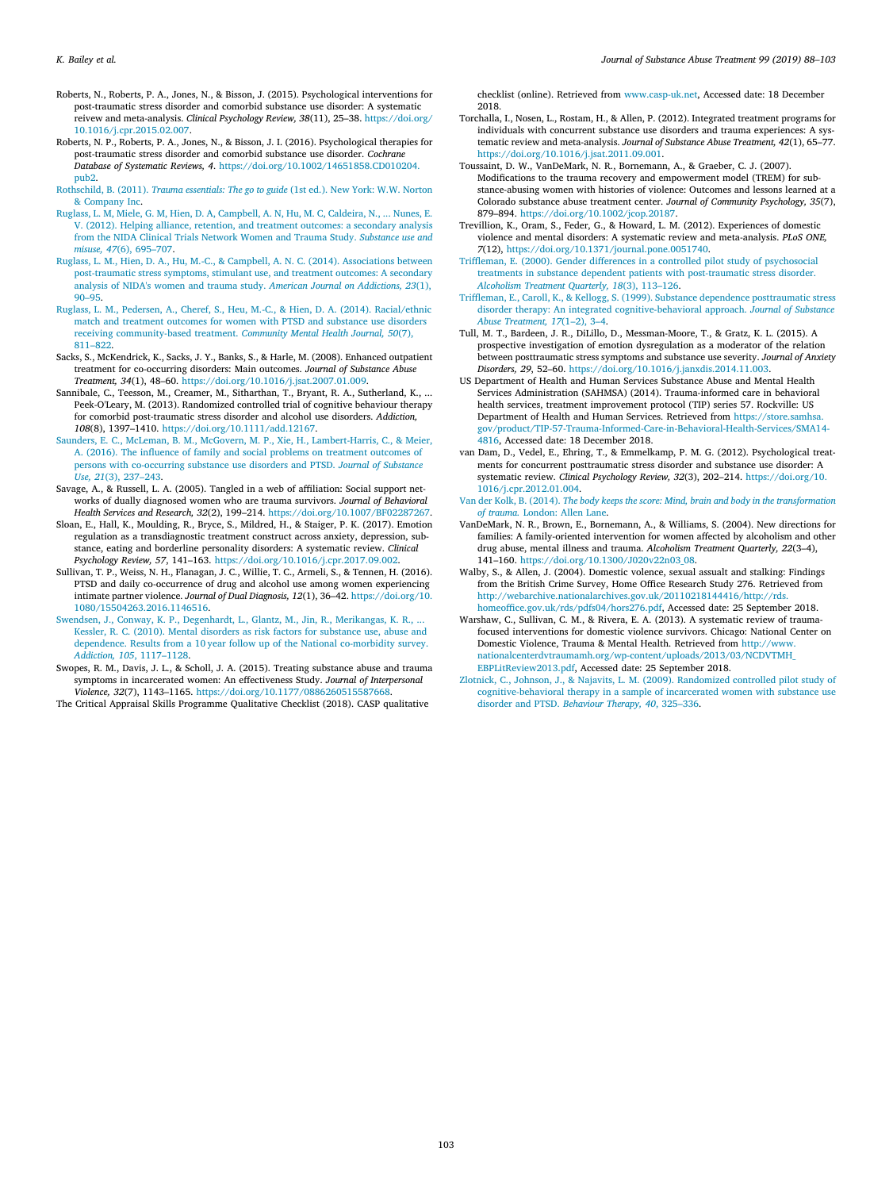Roberts, N., Roberts, P. A., Jones, N., & Bisson, J. (2015). Psychological interventions for post-traumatic stress disorder and comorbid substance use disorder: A systematic reivew and meta-analysis. *Clinical Psychology Review, 38*(11), 25–38. https://doi.org/10.1016/j.cpr.2015.02.007.

Roberts, N. P., Roberts, P. A., Jones, N., & Bisson, J. I. (2016). Psychological therapies for post-traumatic stress disorder and comorbid substance use disorder. *Cochrane Database of Systematic Reviews, 4*. https://doi.org/10.1002/14651858.CD010204.pub2.

Rothschild, B. (2011). *Trauma essentials: The go to guide* (1st ed.). New York: W.W. Norton & Company Inc.

Ruglass, L. M, Miele, G. M, Hien, D. A, Campbell, A. N, Hu, M. C, Caldeira, N., ... Nunes, E. V. (2012). Helping alliance, retention, and treatment outcomes: a secondary analysis from the NIDA Clinical Trials Network Women and Trauma Study. *Substance use and misuse, 47*(6), 695–707.

Ruglass, L. M., Hien, D. A., Hu, M.-C., & Campbell, A. N. C. (2014). Associations between post-traumatic stress symptoms, stimulant use, and treatment outcomes: A secondary analysis of NIDA's women and trauma study. *American Journal on Addictions, 23*(1), 90–95.

Ruglass, L. M., Pedersen, A., Cheref, S., Heu, M.-C., & Hien, D. A. (2014). Racial/ethnic match and treatment outcomes for women with PTSD and substance use disorders receiving community-based treatment. *Community Mental Health Journal, 50*(7), 811–822.

Sacks, S., McKendrick, K., Sacks, J. Y., Banks, S., & Harle, M. (2008). Enhanced outpatient treatment for co-occurring disorders: Main outcomes. *Journal of Substance Abuse Treatment, 34*(1), 48–60. https://doi.org/10.1016/j.jsat.2007.01.009.

Sannibale, C., Teesson, M., Creamer, M., Sitharthan, T., Bryant, R. A., Sutherland, K., ... Peek-O'Leary, M. (2013). Randomized controlled trial of cognitive behaviour therapy for comorbid post-traumatic stress disorder and alcohol use disorders. *Addiction, 108*(8), 1397–1410. https://doi.org/10.1111/add.12167.

Saunders, E. C., McLeman, B. M., McGovern, M. P., Xie, H., Lambert-Harris, C., & Meier, A. (2016). The influence of family and social problems on treatment outcomes of persons with co-occurring substance use disorders and PTSD. *Journal of Substance Use, 21*(3), 237–243.

Savage, A., & Russell, L. A. (2005). Tangled in a web of affiliation: Social support networks of dually diagnosed women who are trauma survivors. *Journal of Behavioral Health Services and Research, 32*(2), 199–214. https://doi.org/10.1007/BF02287267.

Sloan, E., Hall, K., Moulding, R., Bryce, S., Mildred, H., & Staiger, P. K. (2017). Emotion regulation as a transdiagnostic treatment construct across anxiety, depression, substance, eating and borderline personality disorders: A systematic review. *Clinical Psychology Review, 57*, 141–163. https://doi.org/10.1016/j.cpr.2017.09.002.

Sullivan, T. P., Weiss, N. H., Flanagan, J. C., Willie, T. C., Armeli, S., & Tennen, H. (2016). PTSD and daily co-occurrence of drug and alcohol use among women experiencing intimate partner violence. *Journal of Dual Diagnosis, 12*(1), 36–42. https://doi.org/10.1080/15504263.2016.1146516.

Swendsen, J., Conway, K. P., Degenhardt, L., Glantz, M., Jin, R., Merikangas, K. R., ... Kessler, R. C. (2010). Mental disorders as risk factors for substance use, abuse and dependence. Results from a 10 year follow up of the National co-morbidity survey. *Addiction, 105*, 1117–1128.

Swopes, R. M., Davis, J. L., & Scholl, J. A. (2015). Treating substance abuse and trauma symptoms in incarcerated women: An effectiveness Study. *Journal of Interpersonal Violence, 32*(7), 1143–1165. https://doi.org/10.1177/0886260515587668.

The Critical Appraisal Skills Programme Qualitative Checklist (2018). CASP qualitative checklist (online). Retrieved from www.casp-uk.net, Accessed date: 18 December 2018.

Torchalla, I., Nosen, L., Rostam, H., & Allen, P. (2012). Integrated treatment programs for individuals with concurrent substance use disorders and trauma experiences: A systematic review and meta-analysis. *Journal of Substance Abuse Treatment, 42*(1), 65–77. https://doi.org/10.1016/j.jsat.2011.09.001.

Toussaint, D. W., VanDeMark, N. R., Bornemann, A., & Graeber, C. J. (2007). Modifications to the trauma recovery and empowerment model (TREM) for substance-abusing women with histories of violence: Outcomes and lessons learned at a Colorado substance abuse treatment center. *Journal of Community Psychology, 35*(7), 879–894. https://doi.org/10.1002/jcop.20187.

Trevillion, K., Oram, S., Feder, G., & Howard, L. M. (2012). Experiences of domestic violence and mental disorders: A systematic review and meta-analysis. *PLoS ONE, 7*(12), https://doi.org/10.1371/journal.pone.0051740.

Triffleman, E. (2000). Gender differences in a controlled pilot study of psychosocial treatments in substance dependent patients with post-traumatic stress disorder. *Alcoholism Treatment Quarterly, 18*(3), 113–126.

Triffleman, E., Caroll, K., & Kellogg, S. (1999). Substance dependence posttraumatic stress disorder therapy: An integrated cognitive-behavioral approach. *Journal of Substance Abuse Treatment, 17*(1–2), 3–4.

Tull, M. T., Bardeen, J. R., DiLillo, D., Messman-Moore, T., & Gratz, K. L. (2015). A prospective investigation of emotion dysregulation as a moderator of the relation between posttraumatic stress symptoms and substance use severity. *Journal of Anxiety Disorders, 29*, 52–60. https://doi.org/10.1016/j.janxdis.2014.11.003.

US Department of Health and Human Services Substance Abuse and Mental Health Services Administration (SAHMSA) (2014). Trauma-informed care in behavioral health services, treatment improvement protocol (TIP) series 57. Rockville: US Department of Health and Human Services. Retrieved from https://store.samhsa.gov/product/TIP-57-Trauma-Informed-Care-in-Behavioral-Health-Services/SMA14-4816, Accessed date: 18 December 2018.

van Dam, D., Vedel, E., Ehring, T., & Emmelkamp, P. M. G. (2012). Psychological treatments for concurrent posttraumatic stress disorder and substance use disorder: A systematic review. *Clinical Psychology Review, 32*(3), 202–214. https://doi.org/10.1016/j.cpr.2012.01.004.

Van der Kolk, B. (2014). *The body keeps the score: Mind, brain and body in the transformation of trauma.* London: Allen Lane.

VanDeMark, N. R., Brown, E., Bornemann, A., & Williams, S. (2004). New directions for families: A family-oriented intervention for women affected by alcoholism and other drug abuse, mental illness and trauma. *Alcoholism Treatment Quarterly, 22*(3–4), 141–160. https://doi.org/10.1300/J020v22n03_08.

Walby, S., & Allen, J. (2004). Domestic volence, sexual assault and stalking: Findings from the British Crime Survey, Home Office Research Study 276. Retrieved from http://webarchive.nationalarchives.gov.uk/20110218144416/http://rds.homeoffice.gov.uk/rds/pdfs04/hors276.pdf, Accessed date: 25 September 2018.

Warshaw, C., Sullivan, C. M., & Rivera, E. A. (2013). A systematic review of trauma-focused interventions for domestic violence survivors. Chicago: National Center on Domestic Violence, Trauma & Mental Health. Retrieved from http://www.nationalcenterdvtraumamh.org/wp-content/uploads/2013/03/NCDVTMH_EBPLitReview2013.pdf, Accessed date: 25 September 2018.

Zlotnick, C., Johnson, J., & Najavits, L. M. (2009). Randomized controlled pilot study of cognitive-behavioral therapy in a sample of incarcerated women with substance use disorder and PTSD. *Behaviour Therapy, 40*, 325–336.